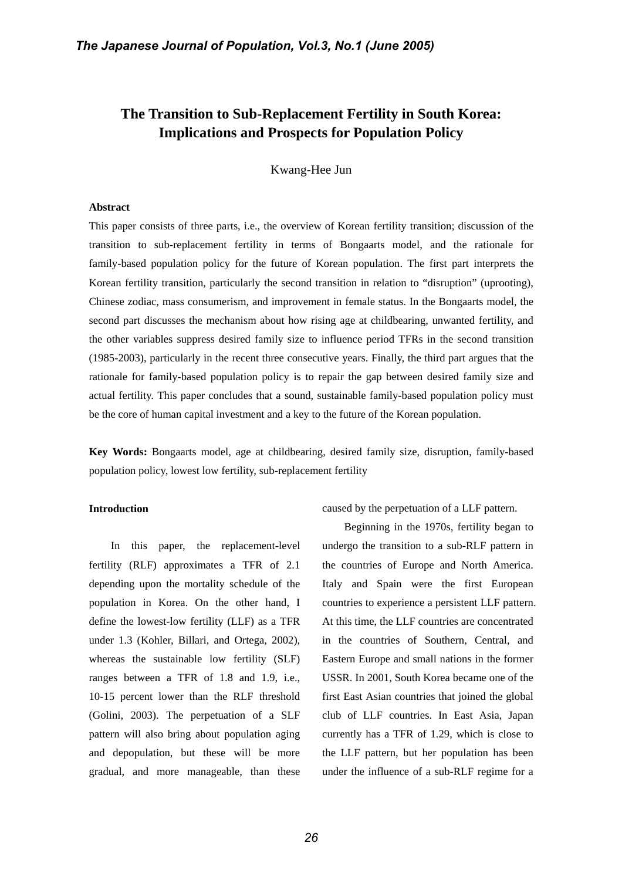# The Transition to Sub-Replacement Fertility in South Korea: Implications and Prospects for Population Policy

Kwang-Hee Jun

**Abstract**

This paper consists of three parts, i.e., the overview of Korean fertility transition; discussion of the transition to sub-replacement fertility in terms of Bongaarts model, and the rationale for family-based population policy for the future of Korean population. The first part interprets the Korean fertility transition, particularly the second transition in relation to "disruption" (uprooting), Chinese zodiac, mass consumerism, and improvement in female status. In the Bongaarts model, the second part discusses the mechanism about how rising age at childbearing, unwanted fertility, and the other variables suppress desired family size to influence period TFRs in the second transition (1985-2003), particularly in the recent three consecutive years. Finally, the third part argues that the rationale for family-based population policy is to repair the gap between desired family size and actual fertility. This paper concludes that a sound, sustainable family-based population policy must be the core of human capital investment and a key to the future of the Korean population.

**Key Words:** Bongaarts model, age at childbearing, desired family size, disruption, family-based population policy, lowest low fertility, sub-replacement fertility

## Introduction

In this paper, the replacement-level fertility (RLF) approximates a TFR of 2.1 depending upon the mortality schedule of the population in Korea. On the other hand, I define the lowest-low fertility (LLF) as a TFR under 1.3 (Kohler, Billari, and Ortega, 2002), whereas the sustainable low fertility (SLF) ranges between a TFR of 1.8 and 1.9, i.e., 10-15 percent lower than the RLF threshold (Golini, 2003). The perpetuation of a SLF pattern will also bring about population aging and depopulation, but these will be more gradual, and more manageable, than these caused by the perpetuation of a LLF pattern.

Beginning in the 1970s, fertility began to undergo the transition to a sub-RLF pattern in the countries of Europe and North America. Italy and Spain were the first European countries to experience a persistent LLF pattern. At this time, the LLF countries are concentrated in the countries of Southern, Central, and Eastern Europe and small nations in the former USSR. In 2001, South Korea became one of the first East Asian countries that joined the global club of LLF countries. In East Asia, Japan currently has a TFR of 1.29, which is close to the LLF pattern, but her population has been under the influence of a sub-RLF regime for a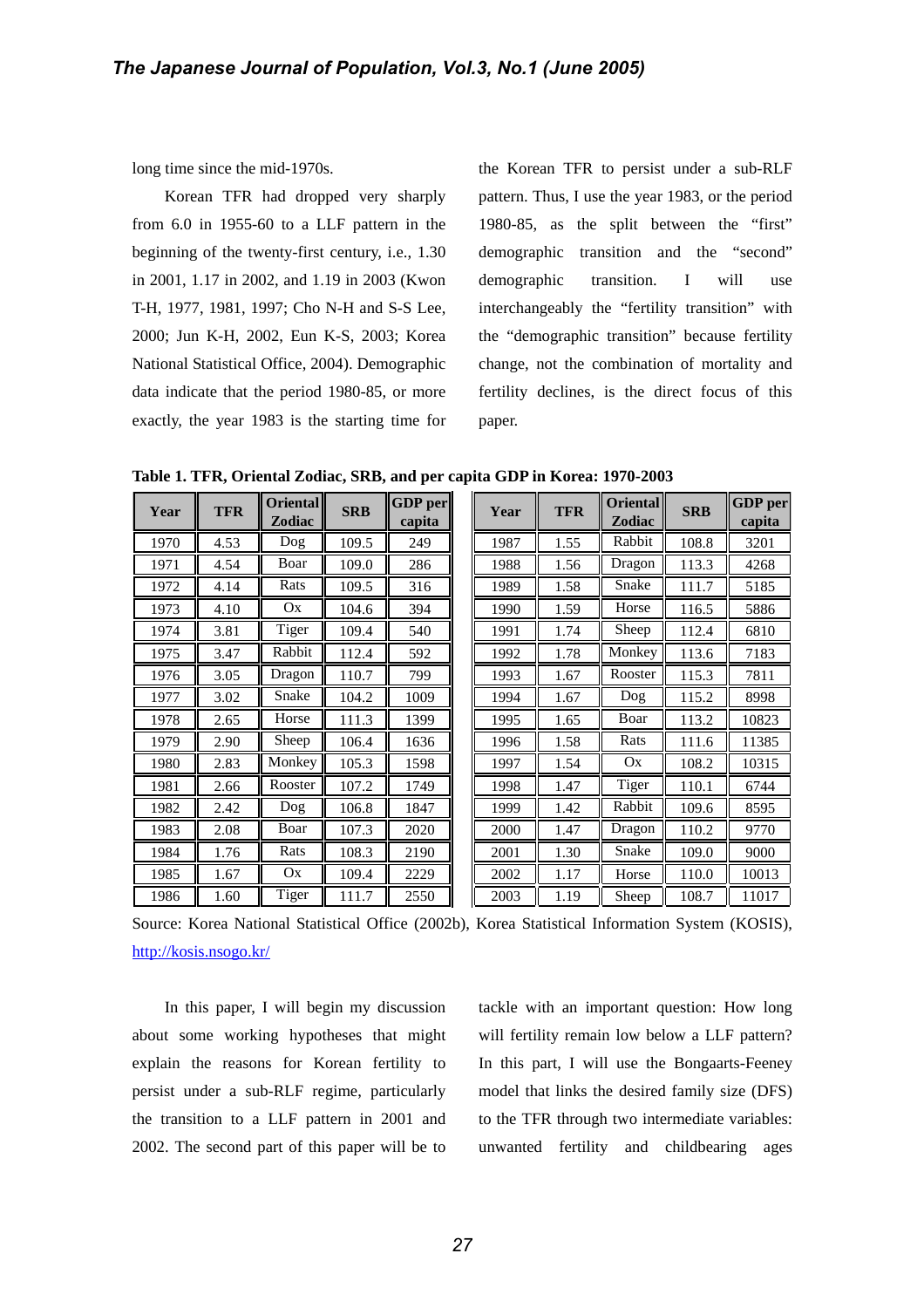long time since the mid-1970s.

Korean TFR had dropped very sharply from 6.0 in 1955-60 to a LLF pattern in the beginning of the twenty-first century, i.e., 1.30 in 2001, 1.17 in 2002, and 1.19 in 2003 (Kwon T-H, 1977, 1981, 1997; Cho N-H and S-S Lee, 2000; Jun K-H, 2002, Eun K-S, 2003; Korea National Statistical Office, 2004). Demographic data indicate that the period 1980-85, or more exactly, the year 1983 is the starting time for the Korean TFR to persist under a sub-RLF pattern. Thus, I use the year 1983, or the period 1980-85, as the split between the "first" demographic transition and the "second" demographic transition. I will use interchangeably the "fertility transition" with the "demographic transition" because fertility change, not the combination of mortality and fertility declines, is the direct focus of this paper.

**Table 1. TFR, Oriental Zodiac, SRB, and per capita GDP in Korea: 1970-2003**

| Year | TFR | Oriental Zodiac | SRB | GDP per capita | Year | TFR | Oriental Zodiac | SRB | GDP per capita |
|---|---|---|---|---|---|---|---|---|---|
| 1970 | 4.53 | Dog | 109.5 | 249 | 1987 | 1.55 | Rabbit | 108.8 | 3201 |
| 1971 | 4.54 | Boar | 109.0 | 286 | 1988 | 1.56 | Dragon | 113.3 | 4268 |
| 1972 | 4.14 | Rats | 109.5 | 316 | 1989 | 1.58 | Snake | 111.7 | 5185 |
| 1973 | 4.10 | Ox | 104.6 | 394 | 1990 | 1.59 | Horse | 116.5 | 5886 |
| 1974 | 3.81 | Tiger | 109.4 | 540 | 1991 | 1.74 | Sheep | 112.4 | 6810 |
| 1975 | 3.47 | Rabbit | 112.4 | 592 | 1992 | 1.78 | Monkey | 113.6 | 7183 |
| 1976 | 3.05 | Dragon | 110.7 | 799 | 1993 | 1.67 | Rooster | 115.3 | 7811 |
| 1977 | 3.02 | Snake | 104.2 | 1009 | 1994 | 1.67 | Dog | 115.2 | 8998 |
| 1978 | 2.65 | Horse | 111.3 | 1399 | 1995 | 1.65 | Boar | 113.2 | 10823 |
| 1979 | 2.90 | Sheep | 106.4 | 1636 | 1996 | 1.58 | Rats | 111.6 | 11385 |
| 1980 | 2.83 | Monkey | 105.3 | 1598 | 1997 | 1.54 | Ox | 108.2 | 10315 |
| 1981 | 2.66 | Rooster | 107.2 | 1749 | 1998 | 1.47 | Tiger | 110.1 | 6744 |
| 1982 | 2.42 | Dog | 106.8 | 1847 | 1999 | 1.42 | Rabbit | 109.6 | 8595 |
| 1983 | 2.08 | Boar | 107.3 | 2020 | 2000 | 1.47 | Dragon | 110.2 | 9770 |
| 1984 | 1.76 | Rats | 108.3 | 2190 | 2001 | 1.30 | Snake | 109.0 | 9000 |
| 1985 | 1.67 | Ox | 109.4 | 2229 | 2002 | 1.17 | Horse | 110.0 | 10013 |
| 1986 | 1.60 | Tiger | 111.7 | 2550 | 2003 | 1.19 | Sheep | 108.7 | 11017 |

Source: Korea National Statistical Office (2002b), Korea Statistical Information System (KOSIS), http://kosis.nsogo.kr/

In this paper, I will begin my discussion about some working hypotheses that might explain the reasons for Korean fertility to persist under a sub-RLF regime, particularly the transition to a LLF pattern in 2001 and 2002. The second part of this paper will be to tackle with an important question: How long will fertility remain low below a LLF pattern? In this part, I will use the Bongaarts-Feeney model that links the desired family size (DFS) to the TFR through two intermediate variables: unwanted fertility and childbearing ages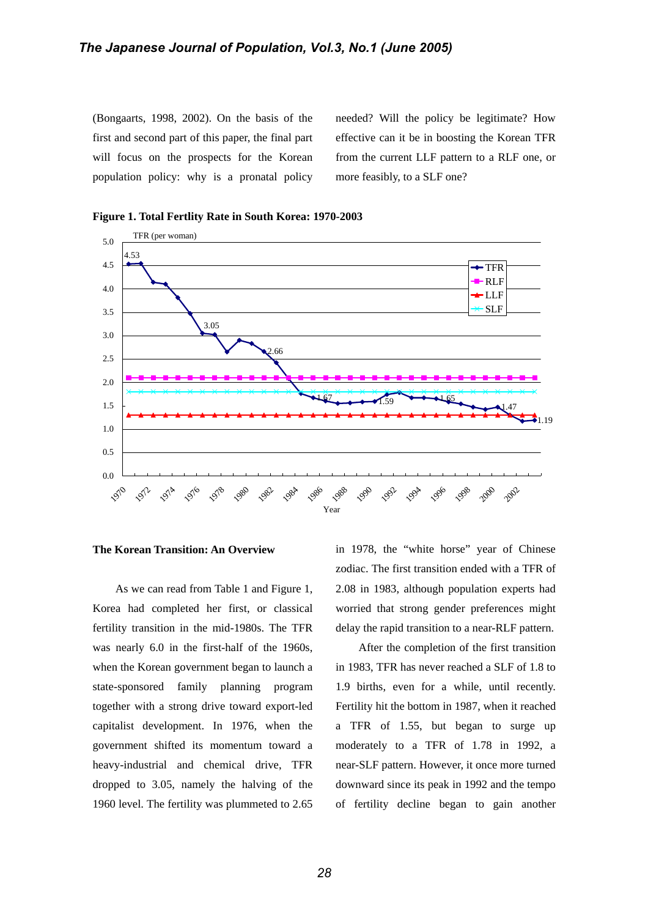(Bongaarts, 1998, 2002). On the basis of the first and second part of this paper, the final part will focus on the prospects for the Korean population policy: why is a pronatal policy needed? Will the policy be legitimate? How effective can it be in boosting the Korean TFR from the current LLF pattern to a RLF one, or more feasibly, to a SLF one?

**Figure 1. Total Fertlity Rate in South Korea: 1970-2003**

### The Korean Transition: An Overview

As we can read from Table 1 and Figure 1, Korea had completed her first, or classical fertility transition in the mid-1980s. The TFR was nearly 6.0 in the first-half of the 1960s, when the Korean government began to launch a state-sponsored family planning program together with a strong drive toward export-led capitalist development. In 1976, when the government shifted its momentum toward a heavy-industrial and chemical drive, TFR dropped to 3.05, namely the halving of the 1960 level. The fertility was plummeted to 2.65 in 1978, the "white horse" year of Chinese zodiac. The first transition ended with a TFR of 2.08 in 1983, although population experts had worried that strong gender preferences might delay the rapid transition to a near-RLF pattern.

After the completion of the first transition in 1983, TFR has never reached a SLF of 1.8 to 1.9 births, even for a while, until recently. Fertility hit the bottom in 1987, when it reached a TFR of 1.55, but began to surge up moderately to a TFR of 1.78 in 1992, a near-SLF pattern. However, it once more turned downward since its peak in 1992 and the tempo of fertility decline began to gain another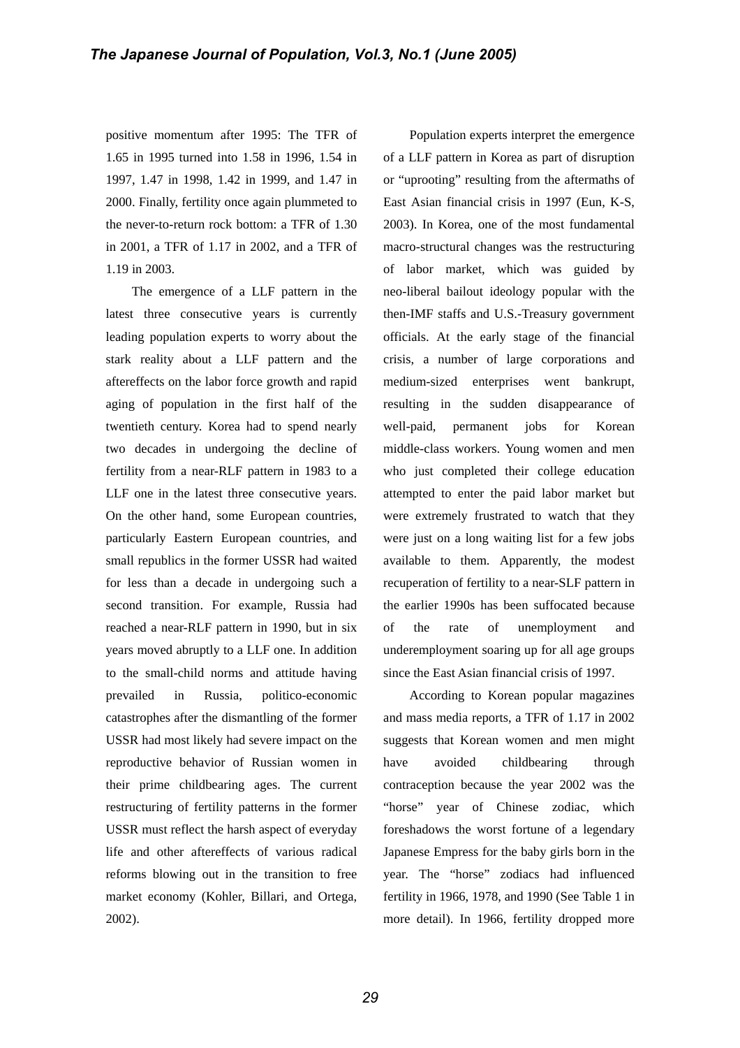positive momentum after 1995: The TFR of 1.65 in 1995 turned into 1.58 in 1996, 1.54 in 1997, 1.47 in 1998, 1.42 in 1999, and 1.47 in 2000. Finally, fertility once again plummeted to the never-to-return rock bottom: a TFR of 1.30 in 2001, a TFR of 1.17 in 2002, and a TFR of 1.19 in 2003.

The emergence of a LLF pattern in the latest three consecutive years is currently leading population experts to worry about the stark reality about a LLF pattern and the aftereffects on the labor force growth and rapid aging of population in the first half of the twentieth century. Korea had to spend nearly two decades in undergoing the decline of fertility from a near-RLF pattern in 1983 to a LLF one in the latest three consecutive years. On the other hand, some European countries, particularly Eastern European countries, and small republics in the former USSR had waited for less than a decade in undergoing such a second transition. For example, Russia had reached a near-RLF pattern in 1990, but in six years moved abruptly to a LLF one. In addition to the small-child norms and attitude having prevailed in Russia, politico-economic catastrophes after the dismantling of the former USSR had most likely had severe impact on the reproductive behavior of Russian women in their prime childbearing ages. The current restructuring of fertility patterns in the former USSR must reflect the harsh aspect of everyday life and other aftereffects of various radical reforms blowing out in the transition to free market economy (Kohler, Billari, and Ortega, 2002).

Population experts interpret the emergence of a LLF pattern in Korea as part of disruption or "uprooting" resulting from the aftermaths of East Asian financial crisis in 1997 (Eun, K-S, 2003). In Korea, one of the most fundamental macro-structural changes was the restructuring of labor market, which was guided by neo-liberal bailout ideology popular with the then-IMF staffs and U.S.-Treasury government officials. At the early stage of the financial crisis, a number of large corporations and medium-sized enterprises went bankrupt, resulting in the sudden disappearance of well-paid, permanent jobs for Korean middle-class workers. Young women and men who just completed their college education attempted to enter the paid labor market but were extremely frustrated to watch that they were just on a long waiting list for a few jobs available to them. Apparently, the modest recuperation of fertility to a near-SLF pattern in the earlier 1990s has been suffocated because of the rate of unemployment and underemployment soaring up for all age groups since the East Asian financial crisis of 1997.

According to Korean popular magazines and mass media reports, a TFR of 1.17 in 2002 suggests that Korean women and men might have avoided childbearing through contraception because the year 2002 was the "horse" year of Chinese zodiac, which foreshadows the worst fortune of a legendary Japanese Empress for the baby girls born in the year. The "horse" zodiacs had influenced fertility in 1966, 1978, and 1990 (See Table 1 in more detail). In 1966, fertility dropped more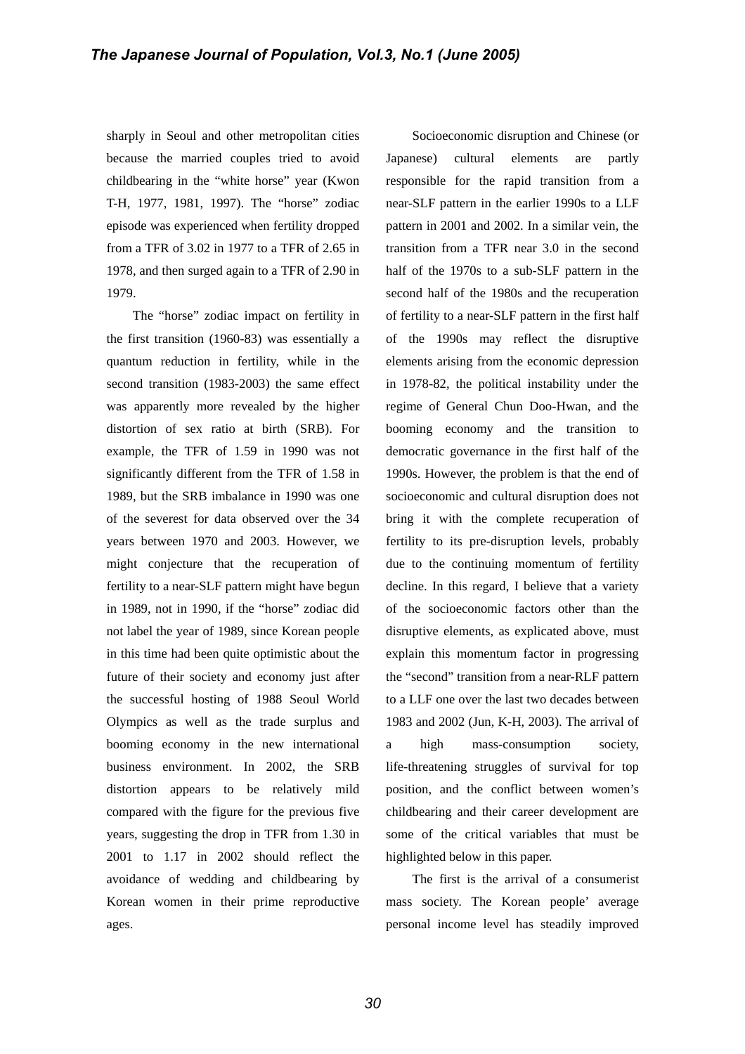sharply in Seoul and other metropolitan cities because the married couples tried to avoid childbearing in the “white horse” year (Kwon T-H, 1977, 1981, 1997). The “horse” zodiac episode was experienced when fertility dropped from a TFR of 3.02 in 1977 to a TFR of 2.65 in 1978, and then surged again to a TFR of 2.90 in 1979.

The “horse” zodiac impact on fertility in the first transition (1960-83) was essentially a quantum reduction in fertility, while in the second transition (1983-2003) the same effect was apparently more revealed by the higher distortion of sex ratio at birth (SRB). For example, the TFR of 1.59 in 1990 was not significantly different from the TFR of 1.58 in 1989, but the SRB imbalance in 1990 was one of the severest for data observed over the 34 years between 1970 and 2003. However, we might conjecture that the recuperation of fertility to a near-SLF pattern might have begun in 1989, not in 1990, if the “horse” zodiac did not label the year of 1989, since Korean people in this time had been quite optimistic about the future of their society and economy just after the successful hosting of 1988 Seoul World Olympics as well as the trade surplus and booming economy in the new international business environment. In 2002, the SRB distortion appears to be relatively mild compared with the figure for the previous five years, suggesting the drop in TFR from 1.30 in 2001 to 1.17 in 2002 should reflect the avoidance of wedding and childbearing by Korean women in their prime reproductive ages.

Socioeconomic disruption and Chinese (or Japanese) cultural elements are partly responsible for the rapid transition from a near-SLF pattern in the earlier 1990s to a LLF pattern in 2001 and 2002. In a similar vein, the transition from a TFR near 3.0 in the second half of the 1970s to a sub-SLF pattern in the second half of the 1980s and the recuperation of fertility to a near-SLF pattern in the first half of the 1990s may reflect the disruptive elements arising from the economic depression in 1978-82, the political instability under the regime of General Chun Doo-Hwan, and the booming economy and the transition to democratic governance in the first half of the 1990s. However, the problem is that the end of socioeconomic and cultural disruption does not bring it with the complete recuperation of fertility to its pre-disruption levels, probably due to the continuing momentum of fertility decline. In this regard, I believe that a variety of the socioeconomic factors other than the disruptive elements, as explicated above, must explain this momentum factor in progressing the “second” transition from a near-RLF pattern to a LLF one over the last two decades between 1983 and 2002 (Jun, K-H, 2003). The arrival of a high mass-consumption society, life-threatening struggles of survival for top position, and the conflict between women’s childbearing and their career development are some of the critical variables that must be highlighted below in this paper.

The first is the arrival of a consumerist mass society. The Korean people’ average personal income level has steadily improved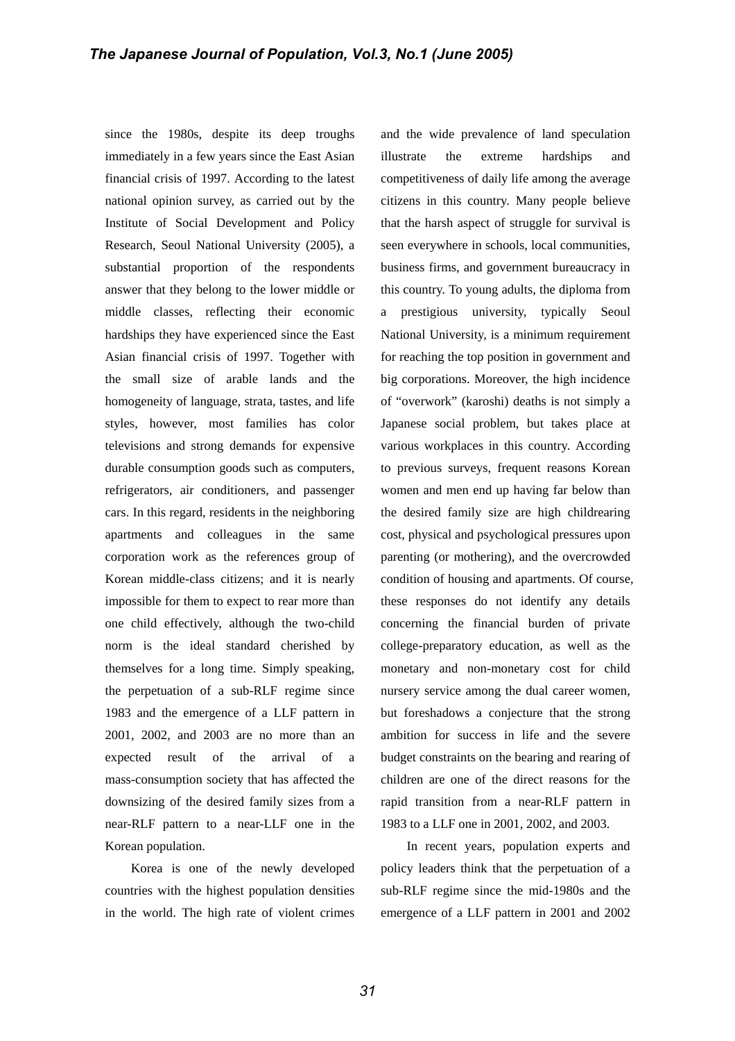since the 1980s, despite its deep troughs immediately in a few years since the East Asian financial crisis of 1997. According to the latest national opinion survey, as carried out by the Institute of Social Development and Policy Research, Seoul National University (2005), a substantial proportion of the respondents answer that they belong to the lower middle or middle classes, reflecting their economic hardships they have experienced since the East Asian financial crisis of 1997. Together with the small size of arable lands and the homogeneity of language, strata, tastes, and life styles, however, most families has color televisions and strong demands for expensive durable consumption goods such as computers, refrigerators, air conditioners, and passenger cars. In this regard, residents in the neighboring apartments and colleagues in the same corporation work as the references group of Korean middle-class citizens; and it is nearly impossible for them to expect to rear more than one child effectively, although the two-child norm is the ideal standard cherished by themselves for a long time. Simply speaking, the perpetuation of a sub-RLF regime since 1983 and the emergence of a LLF pattern in 2001, 2002, and 2003 are no more than an expected result of the arrival of a mass-consumption society that has affected the downsizing of the desired family sizes from a near-RLF pattern to a near-LLF one in the Korean population.

Korea is one of the newly developed countries with the highest population densities in the world. The high rate of violent crimes and the wide prevalence of land speculation illustrate the extreme hardships and competitiveness of daily life among the average citizens in this country. Many people believe that the harsh aspect of struggle for survival is seen everywhere in schools, local communities, business firms, and government bureaucracy in this country. To young adults, the diploma from a prestigious university, typically Seoul National University, is a minimum requirement for reaching the top position in government and big corporations. Moreover, the high incidence of "overwork" (karoshi) deaths is not simply a Japanese social problem, but takes place at various workplaces in this country. According to previous surveys, frequent reasons Korean women and men end up having far below than the desired family size are high childrearing cost, physical and psychological pressures upon parenting (or mothering), and the overcrowded condition of housing and apartments. Of course, these responses do not identify any details concerning the financial burden of private college-preparatory education, as well as the monetary and non-monetary cost for child nursery service among the dual career women, but foreshadows a conjecture that the strong ambition for success in life and the severe budget constraints on the bearing and rearing of children are one of the direct reasons for the rapid transition from a near-RLF pattern in 1983 to a LLF one in 2001, 2002, and 2003.

In recent years, population experts and policy leaders think that the perpetuation of a sub-RLF regime since the mid-1980s and the emergence of a LLF pattern in 2001 and 2002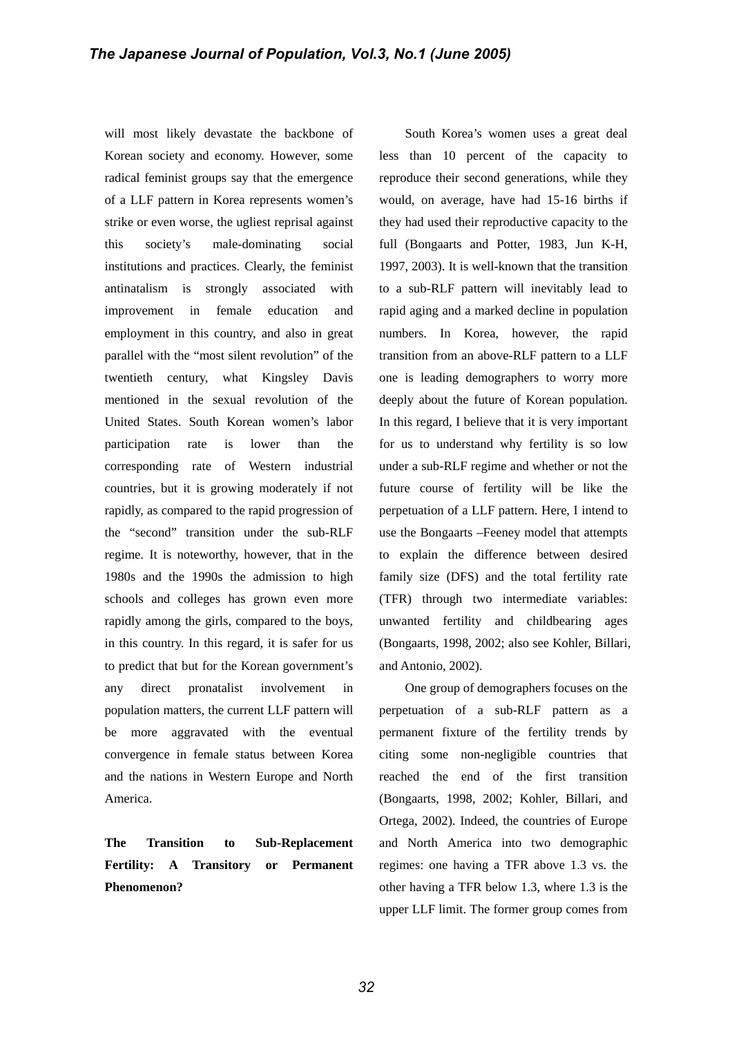will most likely devastate the backbone of Korean society and economy. However, some radical feminist groups say that the emergence of a LLF pattern in Korea represents women's strike or even worse, the ugliest reprisal against this society's male-dominating social institutions and practices. Clearly, the feminist antinatalism is strongly associated with improvement in female education and employment in this country, and also in great parallel with the "most silent revolution" of the twentieth century, what Kingsley Davis mentioned in the sexual revolution of the United States. South Korean women's labor participation rate is lower than the corresponding rate of Western industrial countries, but it is growing moderately if not rapidly, as compared to the rapid progression of the "second" transition under the sub-RLF regime. It is noteworthy, however, that in the 1980s and the 1990s the admission to high schools and colleges has grown even more rapidly among the girls, compared to the boys, in this country. In this regard, it is safer for us to predict that but for the Korean government's any direct pronatalist involvement in population matters, the current LLF pattern will be more aggravated with the eventual convergence in female status between Korea and the nations in Western Europe and North America.

## The Transition to Sub-Replacement Fertility: A Transitory or Permanent Phenomenon?

South Korea's women uses a great deal less than 10 percent of the capacity to reproduce their second generations, while they would, on average, have had 15-16 births if they had used their reproductive capacity to the full (Bongaarts and Potter, 1983, Jun K-H, 1997, 2003). It is well-known that the transition to a sub-RLF pattern will inevitably lead to rapid aging and a marked decline in population numbers. In Korea, however, the rapid transition from an above-RLF pattern to a LLF one is leading demographers to worry more deeply about the future of Korean population. In this regard, I believe that it is very important for us to understand why fertility is so low under a sub-RLF regime and whether or not the future course of fertility will be like the perpetuation of a LLF pattern. Here, I intend to use the Bongaarts –Feeney model that attempts to explain the difference between desired family size (DFS) and the total fertility rate (TFR) through two intermediate variables: unwanted fertility and childbearing ages (Bongaarts, 1998, 2002; also see Kohler, Billari, and Antonio, 2002).

One group of demographers focuses on the perpetuation of a sub-RLF pattern as a permanent fixture of the fertility trends by citing some non-negligible countries that reached the end of the first transition (Bongaarts, 1998, 2002; Kohler, Billari, and Ortega, 2002). Indeed, the countries of Europe and North America into two demographic regimes: one having a TFR above 1.3 vs. the other having a TFR below 1.3, where 1.3 is the upper LLF limit. The former group comes from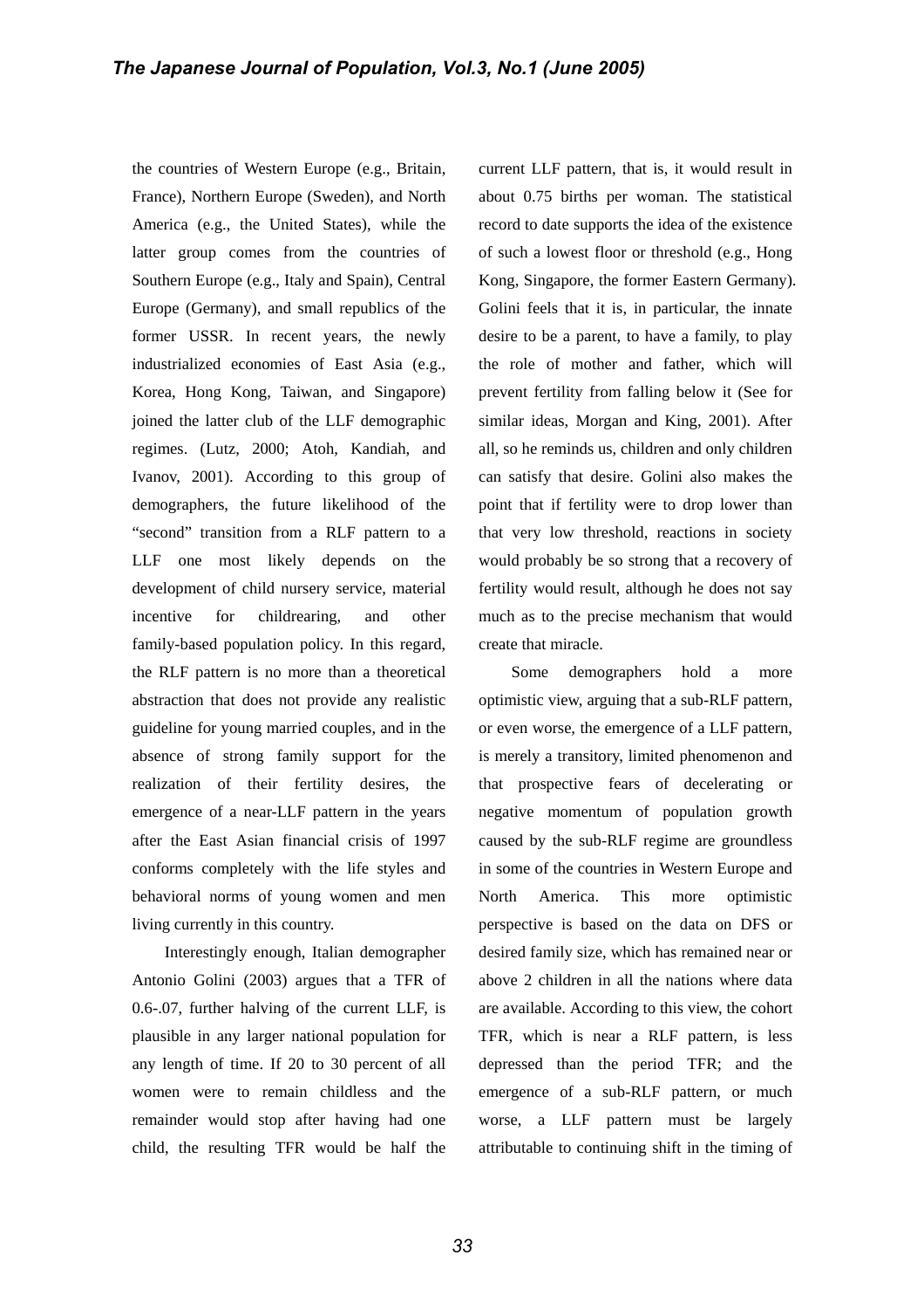the countries of Western Europe (e.g., Britain, France), Northern Europe (Sweden), and North America (e.g., the United States), while the latter group comes from the countries of Southern Europe (e.g., Italy and Spain), Central Europe (Germany), and small republics of the former USSR. In recent years, the newly industrialized economies of East Asia (e.g., Korea, Hong Kong, Taiwan, and Singapore) joined the latter club of the LLF demographic regimes. (Lutz, 2000; Atoh, Kandiah, and Ivanov, 2001). According to this group of demographers, the future likelihood of the "second" transition from a RLF pattern to a LLF one most likely depends on the development of child nursery service, material incentive for childrearing, and other family-based population policy. In this regard, the RLF pattern is no more than a theoretical abstraction that does not provide any realistic guideline for young married couples, and in the absence of strong family support for the realization of their fertility desires, the emergence of a near-LLF pattern in the years after the East Asian financial crisis of 1997 conforms completely with the life styles and behavioral norms of young women and men living currently in this country.

Interestingly enough, Italian demographer Antonio Golini (2003) argues that a TFR of 0.6-.07, further halving of the current LLF, is plausible in any larger national population for any length of time. If 20 to 30 percent of all women were to remain childless and the remainder would stop after having had one child, the resulting TFR would be half the current LLF pattern, that is, it would result in about 0.75 births per woman. The statistical record to date supports the idea of the existence of such a lowest floor or threshold (e.g., Hong Kong, Singapore, the former Eastern Germany). Golini feels that it is, in particular, the innate desire to be a parent, to have a family, to play the role of mother and father, which will prevent fertility from falling below it (See for similar ideas, Morgan and King, 2001). After all, so he reminds us, children and only children can satisfy that desire. Golini also makes the point that if fertility were to drop lower than that very low threshold, reactions in society would probably be so strong that a recovery of fertility would result, although he does not say much as to the precise mechanism that would create that miracle.

Some demographers hold a more optimistic view, arguing that a sub-RLF pattern, or even worse, the emergence of a LLF pattern, is merely a transitory, limited phenomenon and that prospective fears of decelerating or negative momentum of population growth caused by the sub-RLF regime are groundless in some of the countries in Western Europe and North America. This more optimistic perspective is based on the data on DFS or desired family size, which has remained near or above 2 children in all the nations where data are available. According to this view, the cohort TFR, which is near a RLF pattern, is less depressed than the period TFR; and the emergence of a sub-RLF pattern, or much worse, a LLF pattern must be largely attributable to continuing shift in the timing of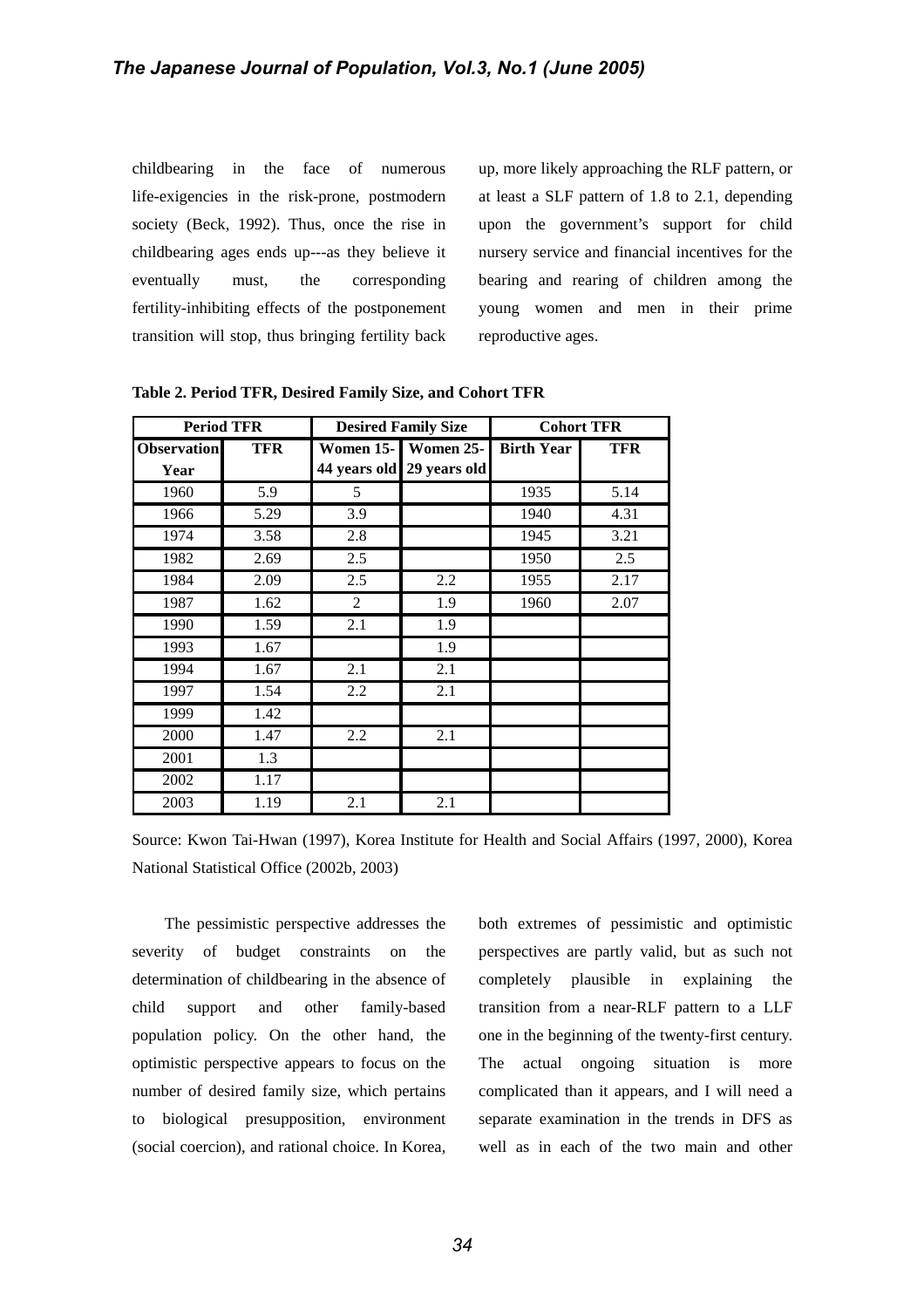childbearing in the face of numerous life-exigencies in the risk-prone, postmodern society (Beck, 1992). Thus, once the rise in childbearing ages ends up---as they believe it eventually must, the corresponding fertility-inhibiting effects of the postponement transition will stop, thus bringing fertility back up, more likely approaching the RLF pattern, or at least a SLF pattern of 1.8 to 2.1, depending upon the government's support for child nursery service and financial incentives for the bearing and rearing of children among the young women and men in their prime reproductive ages.

**Table 2. Period TFR, Desired Family Size, and Cohort TFR**

| Period TFR | | Desired Family Size | | Cohort TFR | |
|---|---|---|---|---|---|
| Observation Year | TFR | Women 15-44 years old | Women 25-29 years old | Birth Year | TFR |
| 1960 | 5.9 | 5 | | 1935 | 5.14 |
| 1966 | 5.29 | 3.9 | | 1940 | 4.31 |
| 1974 | 3.58 | 2.8 | | 1945 | 3.21 |
| 1982 | 2.69 | 2.5 | | 1950 | 2.5 |
| 1984 | 2.09 | 2.5 | 2.2 | 1955 | 2.17 |
| 1987 | 1.62 | 2 | 1.9 | 1960 | 2.07 |
| 1990 | 1.59 | 2.1 | 1.9 | | |
| 1993 | 1.67 | | 1.9 | | |
| 1994 | 1.67 | 2.1 | 2.1 | | |
| 1997 | 1.54 | 2.2 | 2.1 | | |
| 1999 | 1.42 | | | | |
| 2000 | 1.47 | 2.2 | 2.1 | | |
| 2001 | 1.3 | | | | |
| 2002 | 1.17 | | | | |
| 2003 | 1.19 | 2.1 | 2.1 | | |

Source: Kwon Tai-Hwan (1997), Korea Institute for Health and Social Affairs (1997, 2000), Korea National Statistical Office (2002b, 2003)

The pessimistic perspective addresses the severity of budget constraints on the determination of childbearing in the absence of child support and other family-based population policy. On the other hand, the optimistic perspective appears to focus on the number of desired family size, which pertains to biological presupposition, environment (social coercion), and rational choice. In Korea, both extremes of pessimistic and optimistic perspectives are partly valid, but as such not completely plausible in explaining the transition from a near-RLF pattern to a LLF one in the beginning of the twenty-first century. The actual ongoing situation is more complicated than it appears, and I will need a separate examination in the trends in DFS as well as in each of the two main and other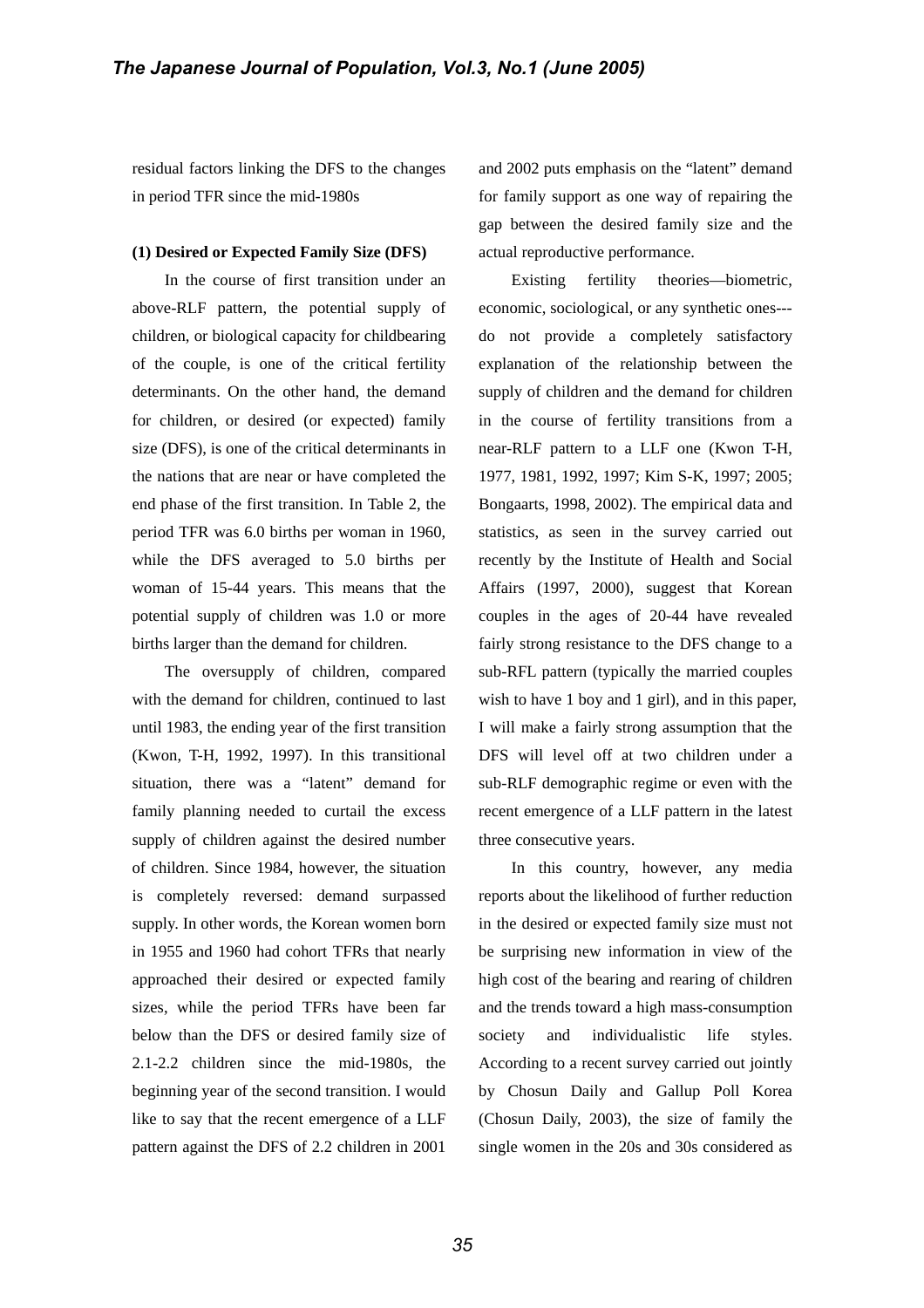residual factors linking the DFS to the changes in period TFR since the mid-1980s

**(1) Desired or Expected Family Size (DFS)**

In the course of first transition under an above-RLF pattern, the potential supply of children, or biological capacity for childbearing of the couple, is one of the critical fertility determinants. On the other hand, the demand for children, or desired (or expected) family size (DFS), is one of the critical determinants in the nations that are near or have completed the end phase of the first transition. In Table 2, the period TFR was 6.0 births per woman in 1960, while the DFS averaged to 5.0 births per woman of 15-44 years. This means that the potential supply of children was 1.0 or more births larger than the demand for children.

The oversupply of children, compared with the demand for children, continued to last until 1983, the ending year of the first transition (Kwon, T-H, 1992, 1997). In this transitional situation, there was a "latent" demand for family planning needed to curtail the excess supply of children against the desired number of children. Since 1984, however, the situation is completely reversed: demand surpassed supply. In other words, the Korean women born in 1955 and 1960 had cohort TFRs that nearly approached their desired or expected family sizes, while the period TFRs have been far below than the DFS or desired family size of 2.1-2.2 children since the mid-1980s, the beginning year of the second transition. I would like to say that the recent emergence of a LLF pattern against the DFS of 2.2 children in 2001 and 2002 puts emphasis on the "latent" demand for family support as one way of repairing the gap between the desired family size and the actual reproductive performance.

Existing fertility theories—biometric, economic, sociological, or any synthetic ones---do not provide a completely satisfactory explanation of the relationship between the supply of children and the demand for children in the course of fertility transitions from a near-RLF pattern to a LLF one (Kwon T-H, 1977, 1981, 1992, 1997; Kim S-K, 1997; 2005; Bongaarts, 1998, 2002). The empirical data and statistics, as seen in the survey carried out recently by the Institute of Health and Social Affairs (1997, 2000), suggest that Korean couples in the ages of 20-44 have revealed fairly strong resistance to the DFS change to a sub-RFL pattern (typically the married couples wish to have 1 boy and 1 girl), and in this paper, I will make a fairly strong assumption that the DFS will level off at two children under a sub-RLF demographic regime or even with the recent emergence of a LLF pattern in the latest three consecutive years.

In this country, however, any media reports about the likelihood of further reduction in the desired or expected family size must not be surprising new information in view of the high cost of the bearing and rearing of children and the trends toward a high mass-consumption society and individualistic life styles. According to a recent survey carried out jointly by Chosun Daily and Gallup Poll Korea (Chosun Daily, 2003), the size of family the single women in the 20s and 30s considered as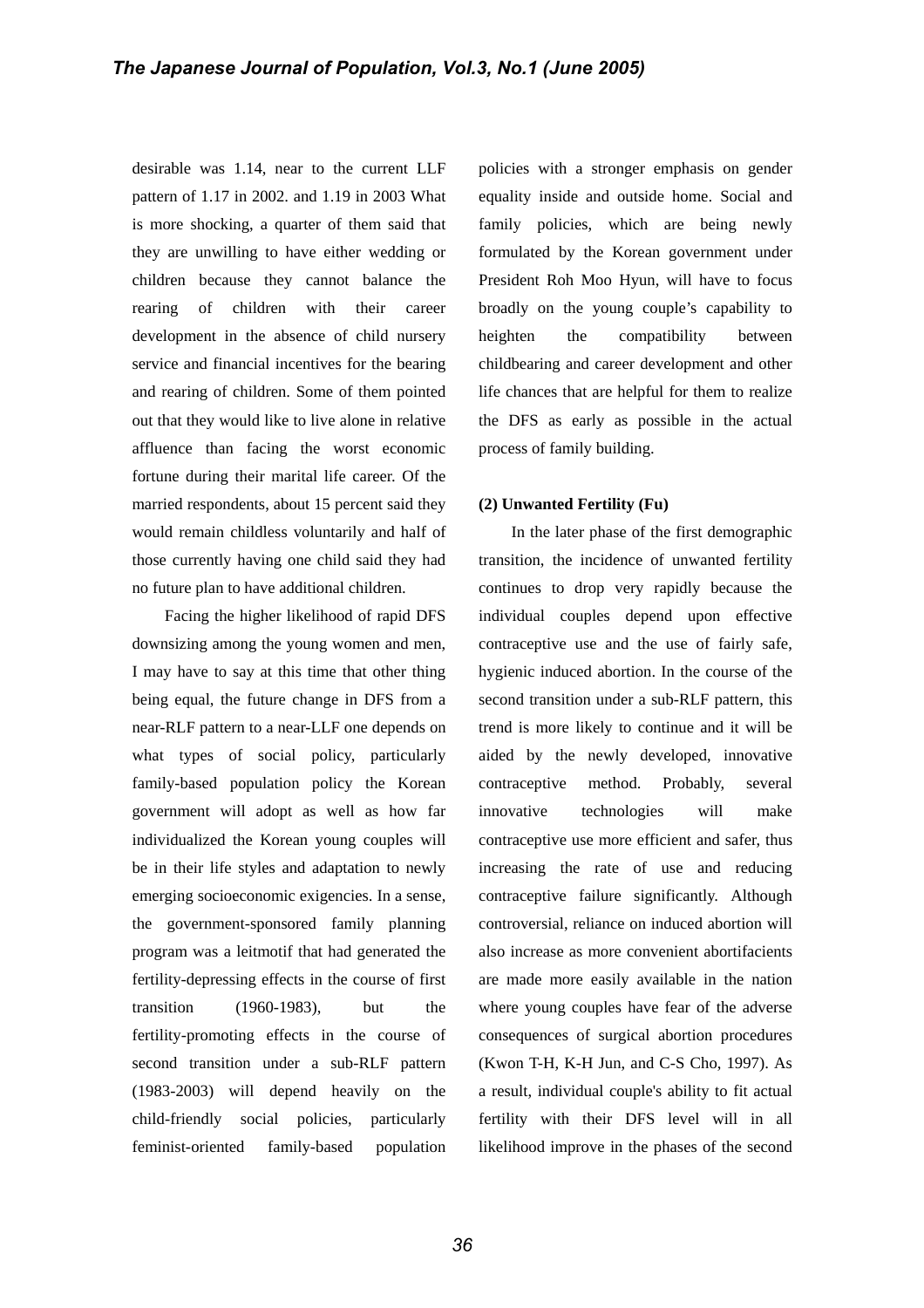desirable was 1.14, near to the current LLF pattern of 1.17 in 2002. and 1.19 in 2003 What is more shocking, a quarter of them said that they are unwilling to have either wedding or children because they cannot balance the rearing of children with their career development in the absence of child nursery service and financial incentives for the bearing and rearing of children. Some of them pointed out that they would like to live alone in relative affluence than facing the worst economic fortune during their marital life career. Of the married respondents, about 15 percent said they would remain childless voluntarily and half of those currently having one child said they had no future plan to have additional children.

Facing the higher likelihood of rapid DFS downsizing among the young women and men, I may have to say at this time that other thing being equal, the future change in DFS from a near-RLF pattern to a near-LLF one depends on what types of social policy, particularly family-based population policy the Korean government will adopt as well as how far individualized the Korean young couples will be in their life styles and adaptation to newly emerging socioeconomic exigencies. In a sense, the government-sponsored family planning program was a leitmotif that had generated the fertility-depressing effects in the course of first transition (1960-1983), but the fertility-promoting effects in the course of second transition under a sub-RLF pattern (1983-2003) will depend heavily on the child-friendly social policies, particularly feminist-oriented family-based population policies with a stronger emphasis on gender equality inside and outside home. Social and family policies, which are being newly formulated by the Korean government under President Roh Moo Hyun, will have to focus broadly on the young couple's capability to heighten the compatibility between childbearing and career development and other life chances that are helpful for them to realize the DFS as early as possible in the actual process of family building.

**(2) Unwanted Fertility (Fu)**

In the later phase of the first demographic transition, the incidence of unwanted fertility continues to drop very rapidly because the individual couples depend upon effective contraceptive use and the use of fairly safe, hygienic induced abortion. In the course of the second transition under a sub-RLF pattern, this trend is more likely to continue and it will be aided by the newly developed, innovative contraceptive method. Probably, several innovative technologies will make contraceptive use more efficient and safer, thus increasing the rate of use and reducing contraceptive failure significantly. Although controversial, reliance on induced abortion will also increase as more convenient abortifacients are made more easily available in the nation where young couples have fear of the adverse consequences of surgical abortion procedures (Kwon T-H, K-H Jun, and C-S Cho, 1997). As a result, individual couple's ability to fit actual fertility with their DFS level will in all likelihood improve in the phases of the second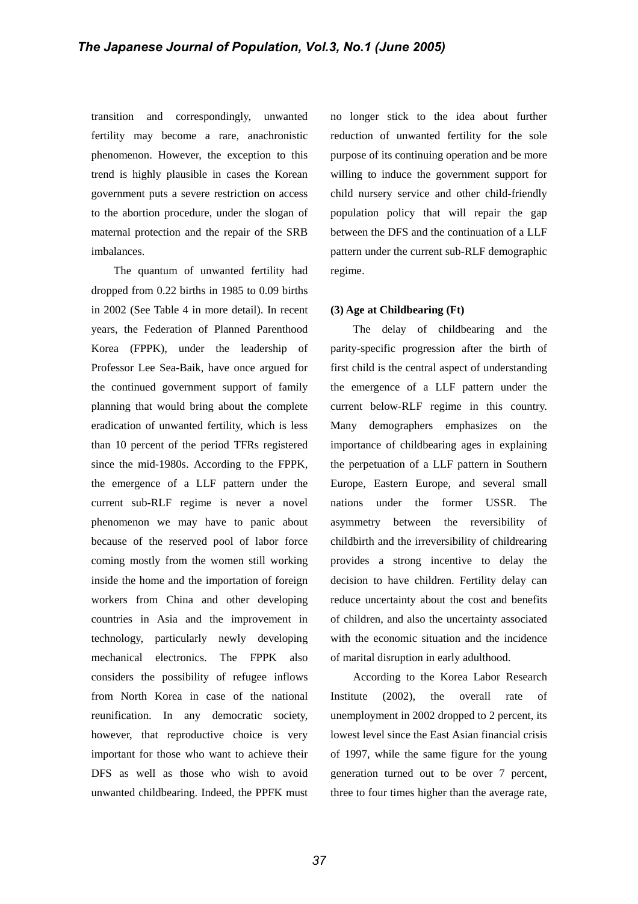transition and correspondingly, unwanted fertility may become a rare, anachronistic phenomenon. However, the exception to this trend is highly plausible in cases the Korean government puts a severe restriction on access to the abortion procedure, under the slogan of maternal protection and the repair of the SRB imbalances.

The quantum of unwanted fertility had dropped from 0.22 births in 1985 to 0.09 births in 2002 (See Table 4 in more detail). In recent years, the Federation of Planned Parenthood Korea (FPPK), under the leadership of Professor Lee Sea-Baik, have once argued for the continued government support of family planning that would bring about the complete eradication of unwanted fertility, which is less than 10 percent of the period TFRs registered since the mid-1980s. According to the FPPK, the emergence of a LLF pattern under the current sub-RLF regime is never a novel phenomenon we may have to panic about because of the reserved pool of labor force coming mostly from the women still working inside the home and the importation of foreign workers from China and other developing countries in Asia and the improvement in technology, particularly newly developing mechanical electronics. The FPPK also considers the possibility of refugee inflows from North Korea in case of the national reunification. In any democratic society, however, that reproductive choice is very important for those who want to achieve their DFS as well as those who wish to avoid unwanted childbearing. Indeed, the PPFK must no longer stick to the idea about further reduction of unwanted fertility for the sole purpose of its continuing operation and be more willing to induce the government support for child nursery service and other child-friendly population policy that will repair the gap between the DFS and the continuation of a LLF pattern under the current sub-RLF demographic regime.

**(3) Age at Childbearing (Ft)**

The delay of childbearing and the parity-specific progression after the birth of first child is the central aspect of understanding the emergence of a LLF pattern under the current below-RLF regime in this country. Many demographers emphasizes on the importance of childbearing ages in explaining the perpetuation of a LLF pattern in Southern Europe, Eastern Europe, and several small nations under the former USSR. The asymmetry between the reversibility of childbirth and the irreversibility of childrearing provides a strong incentive to delay the decision to have children. Fertility delay can reduce uncertainty about the cost and benefits of children, and also the uncertainty associated with the economic situation and the incidence of marital disruption in early adulthood.

According to the Korea Labor Research Institute (2002), the overall rate of unemployment in 2002 dropped to 2 percent, its lowest level since the East Asian financial crisis of 1997, while the same figure for the young generation turned out to be over 7 percent, three to four times higher than the average rate,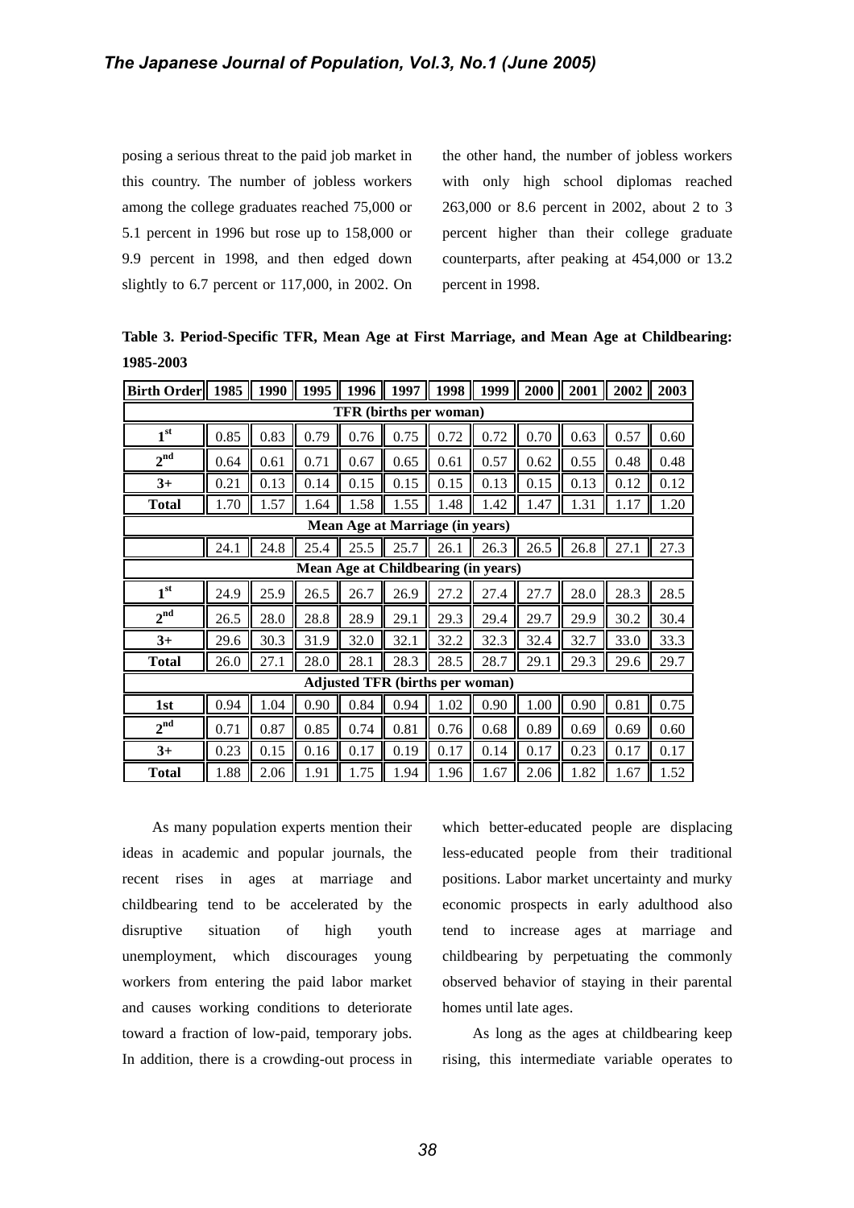posing a serious threat to the paid job market in this country. The number of jobless workers among the college graduates reached 75,000 or 5.1 percent in 1996 but rose up to 158,000 or 9.9 percent in 1998, and then edged down slightly to 6.7 percent or 117,000, in 2002. On the other hand, the number of jobless workers with only high school diplomas reached 263,000 or 8.6 percent in 2002, about 2 to 3 percent higher than their college graduate counterparts, after peaking at 454,000 or 13.2 percent in 1998.

**Table 3. Period-Specific TFR, Mean Age at First Marriage, and Mean Age at Childbearing: 1985-2003**

| Birth Order | 1985 | 1990 | 1995 | 1996 | 1997 | 1998 | 1999 | 2000 | 2001 | 2002 | 2003 |
|---|---|---|---|---|---|---|---|---|---|---|---|
| **TFR (births per woman)** | | | | | | | | | | | |
| **1st** | 0.85 | 0.83 | 0.79 | 0.76 | 0.75 | 0.72 | 0.72 | 0.70 | 0.63 | 0.57 | 0.60 |
| **2nd** | 0.64 | 0.61 | 0.71 | 0.67 | 0.65 | 0.61 | 0.57 | 0.62 | 0.55 | 0.48 | 0.48 |
| **3+** | 0.21 | 0.13 | 0.14 | 0.15 | 0.15 | 0.15 | 0.13 | 0.15 | 0.13 | 0.12 | 0.12 |
| **Total** | 1.70 | 1.57 | 1.64 | 1.58 | 1.55 | 1.48 | 1.42 | 1.47 | 1.31 | 1.17 | 1.20 |
| **Mean Age at Marriage (in years)** | | | | | | | | | | | |
| | 24.1 | 24.8 | 25.4 | 25.5 | 25.7 | 26.1 | 26.3 | 26.5 | 26.8 | 27.1 | 27.3 |
| **Mean Age at Childbearing (in years)** | | | | | | | | | | | |
| **1st** | 24.9 | 25.9 | 26.5 | 26.7 | 26.9 | 27.2 | 27.4 | 27.7 | 28.0 | 28.3 | 28.5 |
| **2nd** | 26.5 | 28.0 | 28.8 | 28.9 | 29.1 | 29.3 | 29.4 | 29.7 | 29.9 | 30.2 | 30.4 |
| **3+** | 29.6 | 30.3 | 31.9 | 32.0 | 32.1 | 32.2 | 32.3 | 32.4 | 32.7 | 33.0 | 33.3 |
| **Total** | 26.0 | 27.1 | 28.0 | 28.1 | 28.3 | 28.5 | 28.7 | 29.1 | 29.3 | 29.6 | 29.7 |
| **Adjusted TFR (births per woman)** | | | | | | | | | | | |
| **1st** | 0.94 | 1.04 | 0.90 | 0.84 | 0.94 | 1.02 | 0.90 | 1.00 | 0.90 | 0.81 | 0.75 |
| **2nd** | 0.71 | 0.87 | 0.85 | 0.74 | 0.81 | 0.76 | 0.68 | 0.89 | 0.69 | 0.69 | 0.60 |
| **3+** | 0.23 | 0.15 | 0.16 | 0.17 | 0.19 | 0.17 | 0.14 | 0.17 | 0.23 | 0.17 | 0.17 |
| **Total** | 1.88 | 2.06 | 1.91 | 1.75 | 1.94 | 1.96 | 1.67 | 2.06 | 1.82 | 1.67 | 1.52 |

As many population experts mention their ideas in academic and popular journals, the recent rises in ages at marriage and childbearing tend to be accelerated by the disruptive situation of high youth unemployment, which discourages young workers from entering the paid labor market and causes working conditions to deteriorate toward a fraction of low-paid, temporary jobs. In addition, there is a crowding-out process in which better-educated people are displacing less-educated people from their traditional positions. Labor market uncertainty and murky economic prospects in early adulthood also tend to increase ages at marriage and childbearing by perpetuating the commonly observed behavior of staying in their parental homes until late ages.

As long as the ages at childbearing keep rising, this intermediate variable operates to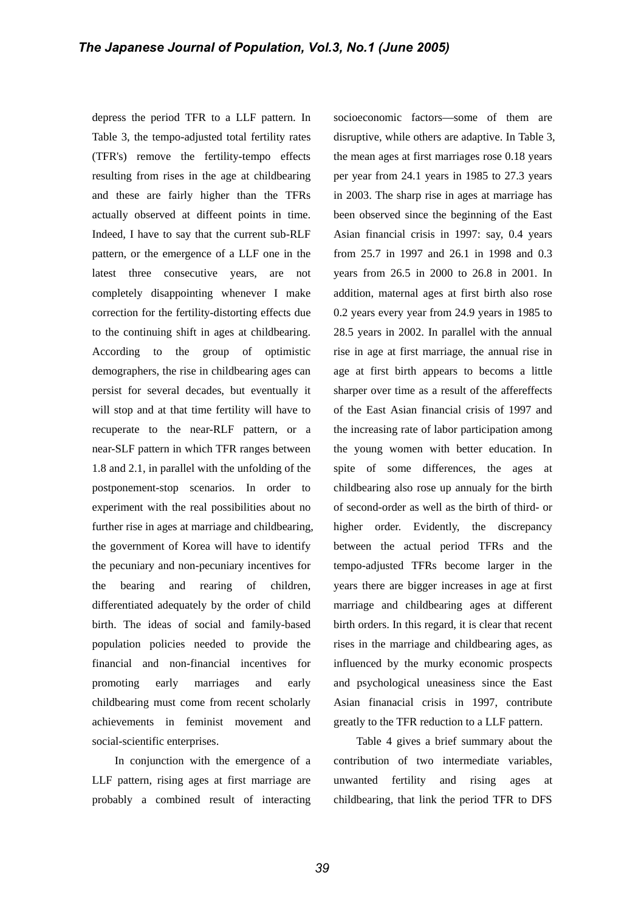depress the period TFR to a LLF pattern. In Table 3, the tempo-adjusted total fertility rates (TFR's) remove the fertility-tempo effects resulting from rises in the age at childbearing and these are fairly higher than the TFRs actually observed at diffeent points in time. Indeed, I have to say that the current sub-RLF pattern, or the emergence of a LLF one in the latest three consecutive years, are not completely disappointing whenever I make correction for the fertility-distorting effects due to the continuing shift in ages at childbearing. According to the group of optimistic demographers, the rise in childbearing ages can persist for several decades, but eventually it will stop and at that time fertility will have to recuperate to the near-RLF pattern, or a near-SLF pattern in which TFR ranges between 1.8 and 2.1, in parallel with the unfolding of the postponement-stop scenarios. In order to experiment with the real possibilities about no further rise in ages at marriage and childbearing, the government of Korea will have to identify the pecuniary and non-pecuniary incentives for the bearing and rearing of children, differentiated adequately by the order of child birth. The ideas of social and family-based population policies needed to provide the financial and non-financial incentives for promoting early marriages and early childbearing must come from recent scholarly achievements in feminist movement and social-scientific enterprises.

In conjunction with the emergence of a LLF pattern, rising ages at first marriage are probably a combined result of interacting socioeconomic factors—some of them are disruptive, while others are adaptive. In Table 3, the mean ages at first marriages rose 0.18 years per year from 24.1 years in 1985 to 27.3 years in 2003. The sharp rise in ages at marriage has been observed since the beginning of the East Asian financial crisis in 1997: say, 0.4 years from 25.7 in 1997 and 26.1 in 1998 and 0.3 years from 26.5 in 2000 to 26.8 in 2001. In addition, maternal ages at first birth also rose 0.2 years every year from 24.9 years in 1985 to 28.5 years in 2002. In parallel with the annual rise in age at first marriage, the annual rise in age at first birth appears to becoms a little sharper over time as a result of the affereffects of the East Asian financial crisis of 1997 and the increasing rate of labor participation among the young women with better education. In spite of some differences, the ages at childbearing also rose up annualy for the birth of second-order as well as the birth of third- or higher order. Evidently, the discrepancy between the actual period TFRs and the tempo-adjusted TFRs become larger in the years there are bigger increases in age at first marriage and childbearing ages at different birth orders. In this regard, it is clear that recent rises in the marriage and childbearing ages, as influenced by the murky economic prospects and psychological uneasiness since the East Asian finanacial crisis in 1997, contribute greatly to the TFR reduction to a LLF pattern.

Table 4 gives a brief summary about the contribution of two intermediate variables, unwanted fertility and rising ages at childbearing, that link the period TFR to DFS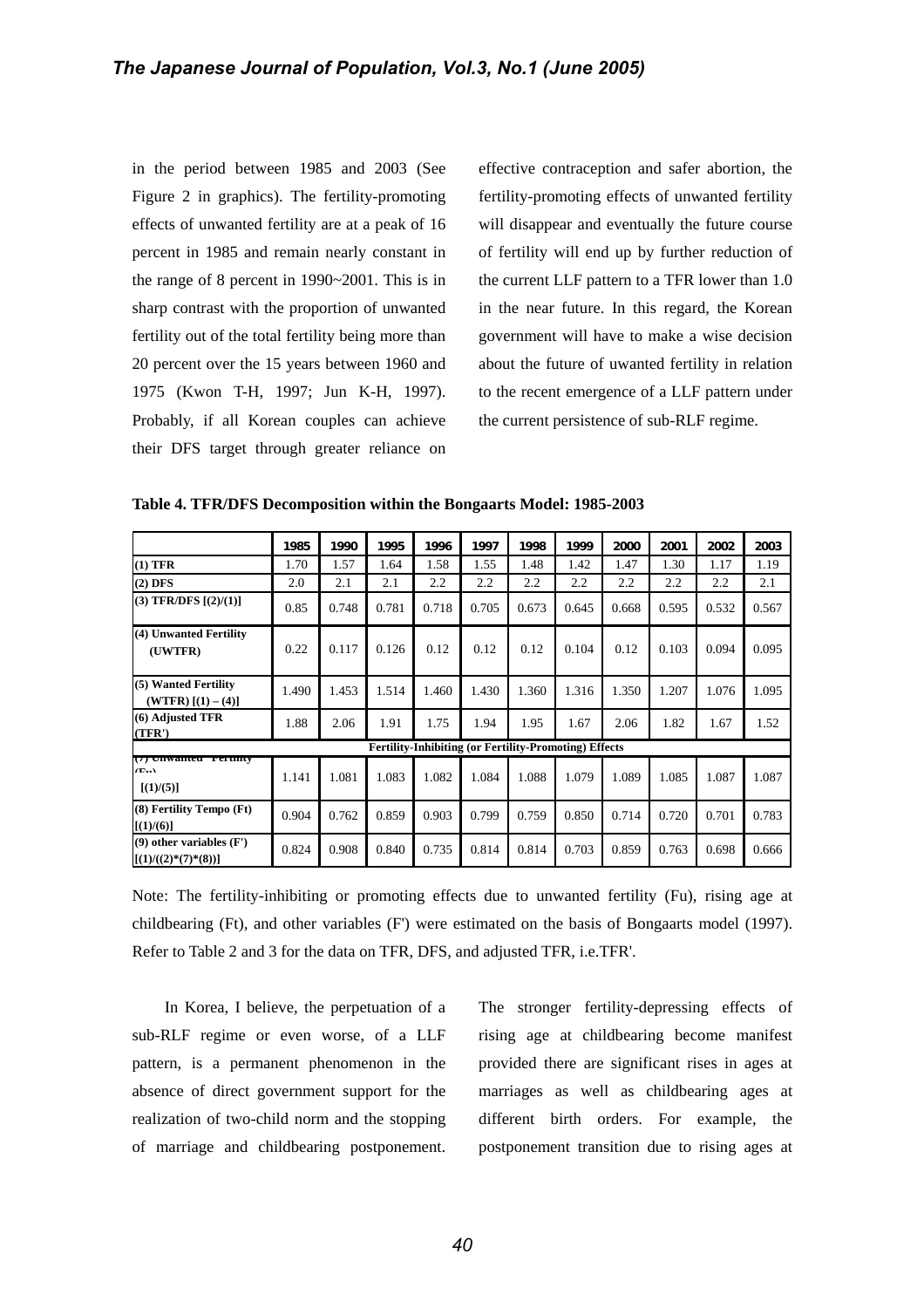in the period between 1985 and 2003 (See Figure 2 in graphics). The fertility-promoting effects of unwanted fertility are at a peak of 16 percent in 1985 and remain nearly constant in the range of 8 percent in 1990~2001. This is in sharp contrast with the proportion of unwanted fertility out of the total fertility being more than 20 percent over the 15 years between 1960 and 1975 (Kwon T-H, 1997; Jun K-H, 1997). Probably, if all Korean couples can achieve their DFS target through greater reliance on effective contraception and safer abortion, the fertility-promoting effects of unwanted fertility will disappear and eventually the future course of fertility will end up by further reduction of the current LLF pattern to a TFR lower than 1.0 in the near future. In this regard, the Korean government will have to make a wise decision about the future of uwanted fertility in relation to the recent emergence of a LLF pattern under the current persistence of sub-RLF regime.

**Table 4. TFR/DFS Decomposition within the Bongaarts Model: 1985-2003**

| | 1985 | 1990 | 1995 | 1996 | 1997 | 1998 | 1999 | 2000 | 2001 | 2002 | 2003 |
|---|---|---|---|---|---|---|---|---|---|---|---|
| (1) TFR | 1.70 | 1.57 | 1.64 | 1.58 | 1.55 | 1.48 | 1.42 | 1.47 | 1.30 | 1.17 | 1.19 |
| (2) DFS | 2.0 | 2.1 | 2.1 | 2.2 | 2.2 | 2.2 | 2.2 | 2.2 | 2.2 | 2.2 | 2.1 |
| (3) TFR/DFS [(2)/(1)] | 0.85 | 0.748 | 0.781 | 0.718 | 0.705 | 0.673 | 0.645 | 0.668 | 0.595 | 0.532 | 0.567 |
| (4) Unwanted Fertility (UWTFR) | 0.22 | 0.117 | 0.126 | 0.12 | 0.12 | 0.12 | 0.104 | 0.12 | 0.103 | 0.094 | 0.095 |
| (5) Wanted Fertility (WTFR) [(1) – (4)] | 1.490 | 1.453 | 1.514 | 1.460 | 1.430 | 1.360 | 1.316 | 1.350 | 1.207 | 1.076 | 1.095 |
| (6) Adjusted TFR (TFR') | 1.88 | 2.06 | 1.91 | 1.75 | 1.94 | 1.95 | 1.67 | 2.06 | 1.82 | 1.67 | 1.52 |
| **Fertility-Inhibiting (or Fertility-Promoting) Effects** | | | | | | | | | | | |
| (7) Unwanted Fertility (Fu) [(1)/(5)] | 1.141 | 1.081 | 1.083 | 1.082 | 1.084 | 1.088 | 1.079 | 1.089 | 1.085 | 1.087 | 1.087 |
| (8) Fertility Tempo (Ft) [(1)/(6)] | 0.904 | 0.762 | 0.859 | 0.903 | 0.799 | 0.759 | 0.850 | 0.714 | 0.720 | 0.701 | 0.783 |
| (9) other variables (F') [(1)/((2)\*(7)\*(8))] | 0.824 | 0.908 | 0.840 | 0.735 | 0.814 | 0.814 | 0.703 | 0.859 | 0.763 | 0.698 | 0.666 |

Note: The fertility-inhibiting or promoting effects due to unwanted fertility (Fu), rising age at childbearing (Ft), and other variables (F') were estimated on the basis of Bongaarts model (1997). Refer to Table 2 and 3 for the data on TFR, DFS, and adjusted TFR, i.e.TFR'.

In Korea, I believe, the perpetuation of a sub-RLF regime or even worse, of a LLF pattern, is a permanent phenomenon in the absence of direct government support for the realization of two-child norm and the stopping of marriage and childbearing postponement. The stronger fertility-depressing effects of rising age at childbearing become manifest provided there are significant rises in ages at marriages as well as childbearing ages at different birth orders. For example, the postponement transition due to rising ages at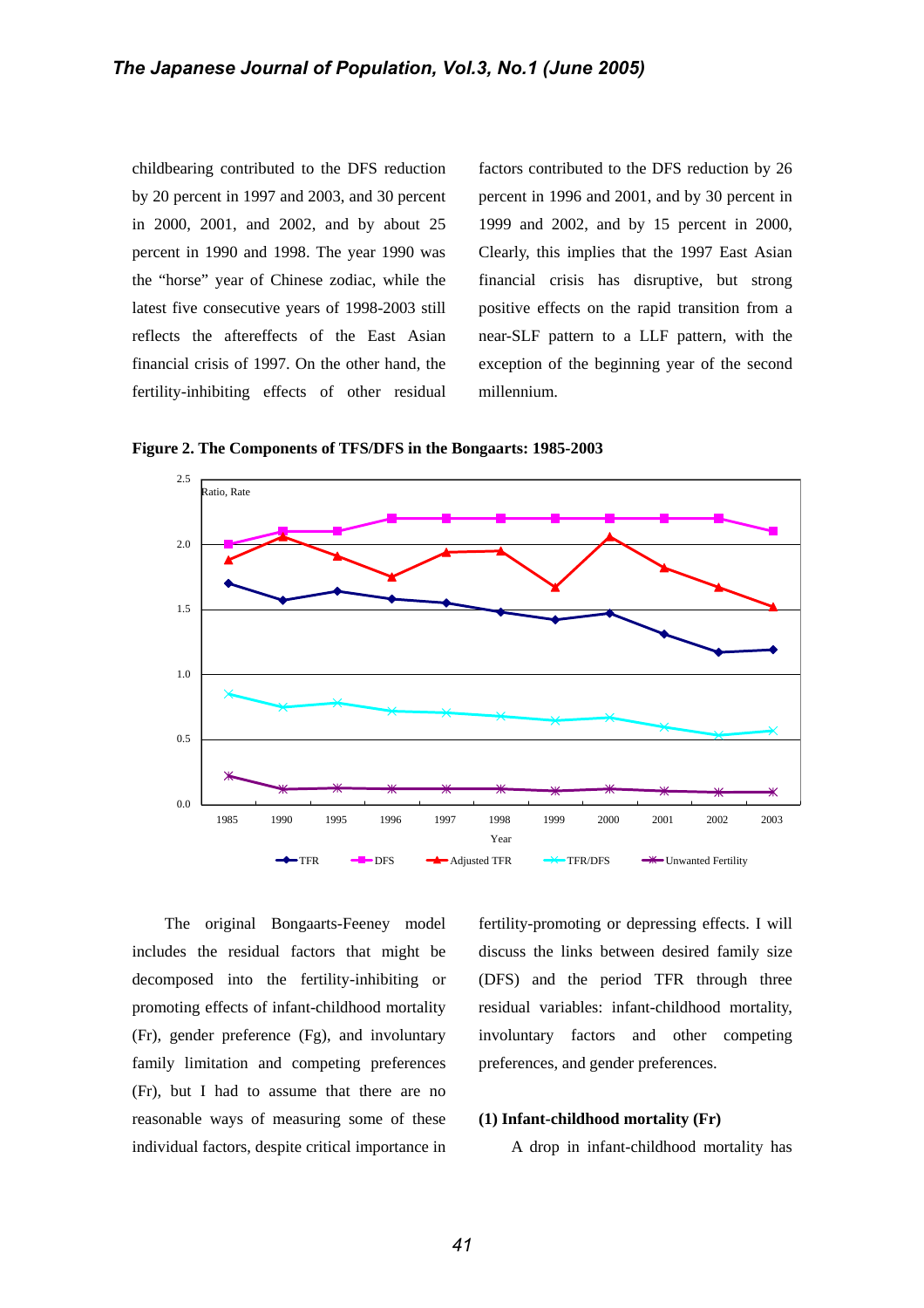childbearing contributed to the DFS reduction by 20 percent in 1997 and 2003, and 30 percent in 2000, 2001, and 2002, and by about 25 percent in 1990 and 1998. The year 1990 was the "horse" year of Chinese zodiac, while the latest five consecutive years of 1998-2003 still reflects the aftereffects of the East Asian financial crisis of 1997. On the other hand, the fertility-inhibiting effects of other residual factors contributed to the DFS reduction by 26 percent in 1996 and 2001, and by 30 percent in 1999 and 2002, and by 15 percent in 2000, Clearly, this implies that the 1997 East Asian financial crisis has disruptive, but strong positive effects on the rapid transition from a near-SLF pattern to a LLF pattern, with the exception of the beginning year of the second millennium.

**Figure 2. The Components of TFS/DFS in the Bongaarts: 1985-2003**

The original Bongaarts-Feeney model includes the residual factors that might be decomposed into the fertility-inhibiting or promoting effects of infant-childhood mortality (Fr), gender preference (Fg), and involuntary family limitation and competing preferences (Fr), but I had to assume that there are no reasonable ways of measuring some of these individual factors, despite critical importance in fertility-promoting or depressing effects. I will discuss the links between desired family size (DFS) and the period TFR through three residual variables: infant-childhood mortality, involuntary factors and other competing preferences, and gender preferences.

**(1) Infant-childhood mortality (Fr)**

A drop in infant-childhood mortality has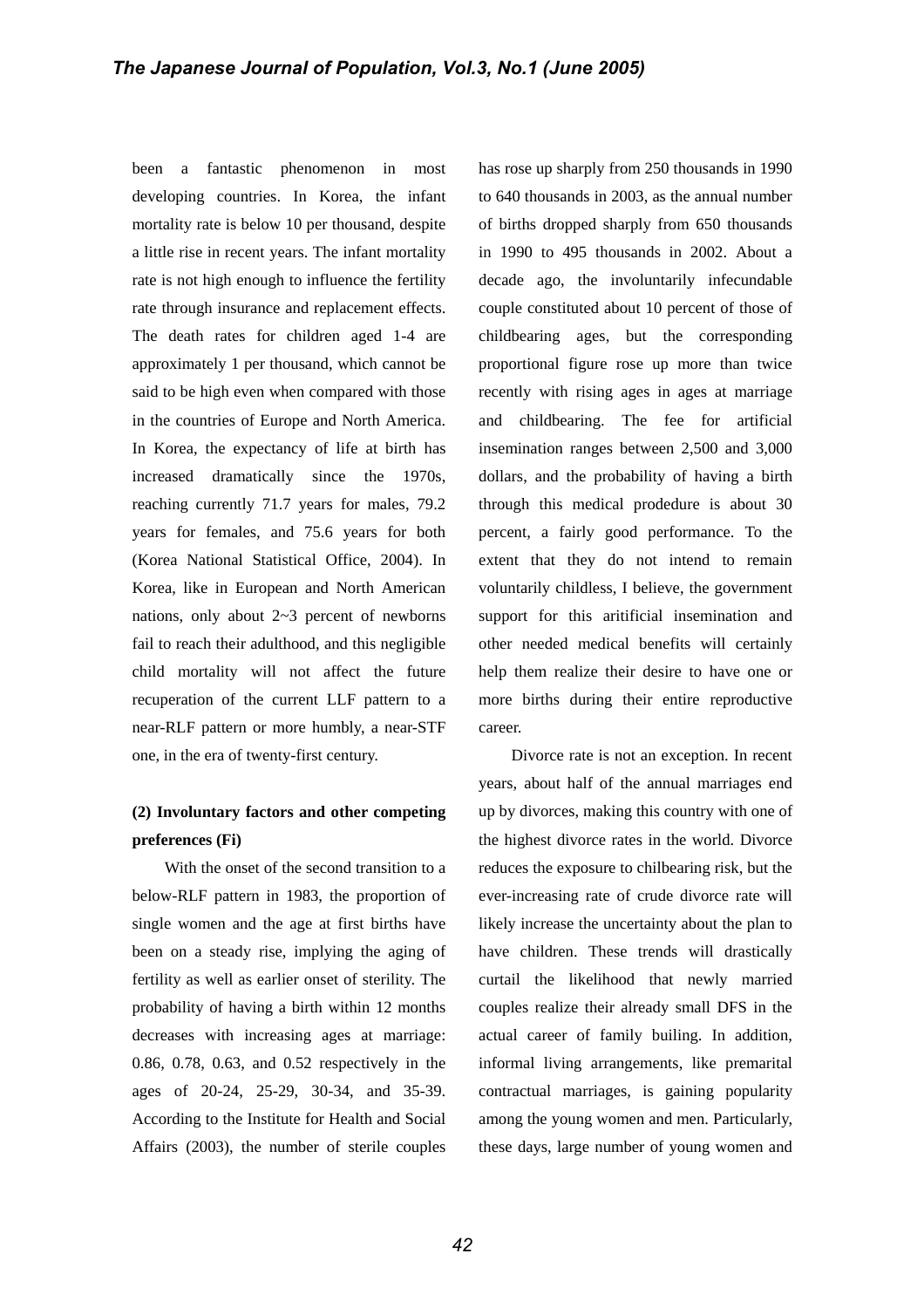been a fantastic phenomenon in most developing countries. In Korea, the infant mortality rate is below 10 per thousand, despite a little rise in recent years. The infant mortality rate is not high enough to influence the fertility rate through insurance and replacement effects. The death rates for children aged 1-4 are approximately 1 per thousand, which cannot be said to be high even when compared with those in the countries of Europe and North America. In Korea, the expectancy of life at birth has increased dramatically since the 1970s, reaching currently 71.7 years for males, 79.2 years for females, and 75.6 years for both (Korea National Statistical Office, 2004). In Korea, like in European and North American nations, only about 2~3 percent of newborns fail to reach their adulthood, and this negligible child mortality will not affect the future recuperation of the current LLF pattern to a near-RLF pattern or more humbly, a near-STF one, in the era of twenty-first century.

### (2) Involuntary factors and other competing preferences (Fi)

With the onset of the second transition to a below-RLF pattern in 1983, the proportion of single women and the age at first births have been on a steady rise, implying the aging of fertility as well as earlier onset of sterility. The probability of having a birth within 12 months decreases with increasing ages at marriage: 0.86, 0.78, 0.63, and 0.52 respectively in the ages of 20-24, 25-29, 30-34, and 35-39. According to the Institute for Health and Social Affairs (2003), the number of sterile couples has rose up sharply from 250 thousands in 1990 to 640 thousands in 2003, as the annual number of births dropped sharply from 650 thousands in 1990 to 495 thousands in 2002. About a decade ago, the involuntarily infecundable couple constituted about 10 percent of those of childbearing ages, but the corresponding proportional figure rose up more than twice recently with rising ages in ages at marriage and childbearing. The fee for artificial insemination ranges between 2,500 and 3,000 dollars, and the probability of having a birth through this medical prodedure is about 30 percent, a fairly good performance. To the extent that they do not intend to remain voluntarily childless, I believe, the government support for this aritificial insemination and other needed medical benefits will certainly help them realize their desire to have one or more births during their entire reproductive career.

Divorce rate is not an exception. In recent years, about half of the annual marriages end up by divorces, making this country with one of the highest divorce rates in the world. Divorce reduces the exposure to chilbearing risk, but the ever-increasing rate of crude divorce rate will likely increase the uncertainty about the plan to have children. These trends will drastically curtail the likelihood that newly married couples realize their already small DFS in the actual career of family builing. In addition, informal living arrangements, like premarital contractual marriages, is gaining popularity among the young women and men. Particularly, these days, large number of young women and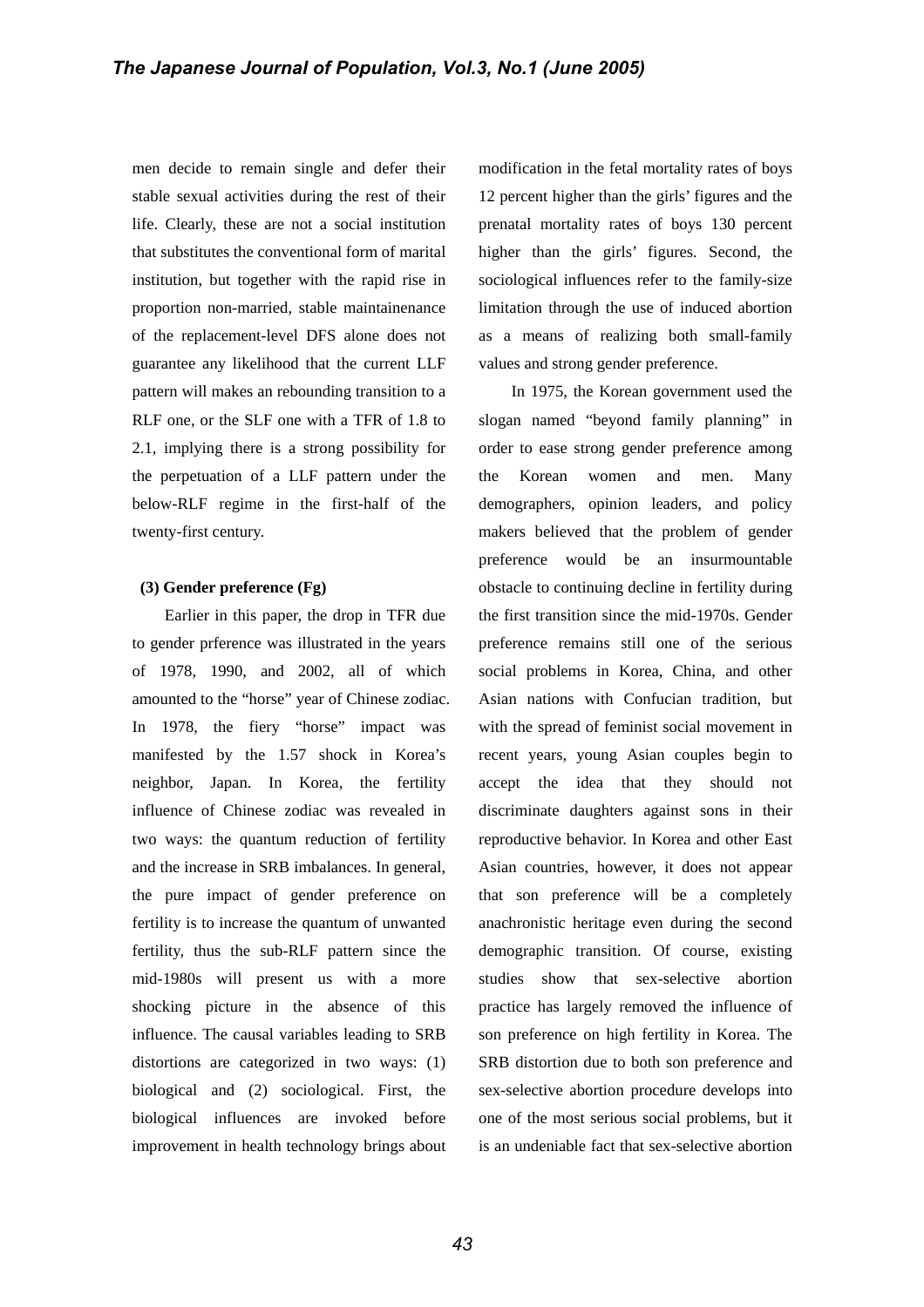men decide to remain single and defer their stable sexual activities during the rest of their life. Clearly, these are not a social institution that substitutes the conventional form of marital institution, but together with the rapid rise in proportion non-married, stable maintainenance of the replacement-level DFS alone does not guarantee any likelihood that the current LLF pattern will makes an rebounding transition to a RLF one, or the SLF one with a TFR of 1.8 to 2.1, implying there is a strong possibility for the perpetuation of a LLF pattern under the below-RLF regime in the first-half of the twenty-first century.

**(3) Gender preference (Fg)**

Earlier in this paper, the drop in TFR due to gender prference was illustrated in the years of 1978, 1990, and 2002, all of which amounted to the "horse" year of Chinese zodiac. In 1978, the fiery "horse" impact was manifested by the 1.57 shock in Korea's neighbor, Japan. In Korea, the fertility influence of Chinese zodiac was revealed in two ways: the quantum reduction of fertility and the increase in SRB imbalances. In general, the pure impact of gender preference on fertility is to increase the quantum of unwanted fertility, thus the sub-RLF pattern since the mid-1980s will present us with a more shocking picture in the absence of this influence. The causal variables leading to SRB distortions are categorized in two ways: (1) biological and (2) sociological. First, the biological influences are invoked before improvement in health technology brings about modification in the fetal mortality rates of boys 12 percent higher than the girls' figures and the prenatal mortality rates of boys 130 percent higher than the girls' figures. Second, the sociological influences refer to the family-size limitation through the use of induced abortion as a means of realizing both small-family values and strong gender preference.

In 1975, the Korean government used the slogan named "beyond family planning" in order to ease strong gender preference among the Korean women and men. Many demographers, opinion leaders, and policy makers believed that the problem of gender preference would be an insurmountable obstacle to continuing decline in fertility during the first transition since the mid-1970s. Gender preference remains still one of the serious social problems in Korea, China, and other Asian nations with Confucian tradition, but with the spread of feminist social movement in recent years, young Asian couples begin to accept the idea that they should not discriminate daughters against sons in their reproductive behavior. In Korea and other East Asian countries, however, it does not appear that son preference will be a completely anachronistic heritage even during the second demographic transition. Of course, existing studies show that sex-selective abortion practice has largely removed the influence of son preference on high fertility in Korea. The SRB distortion due to both son preference and sex-selective abortion procedure develops into one of the most serious social problems, but it is an undeniable fact that sex-selective abortion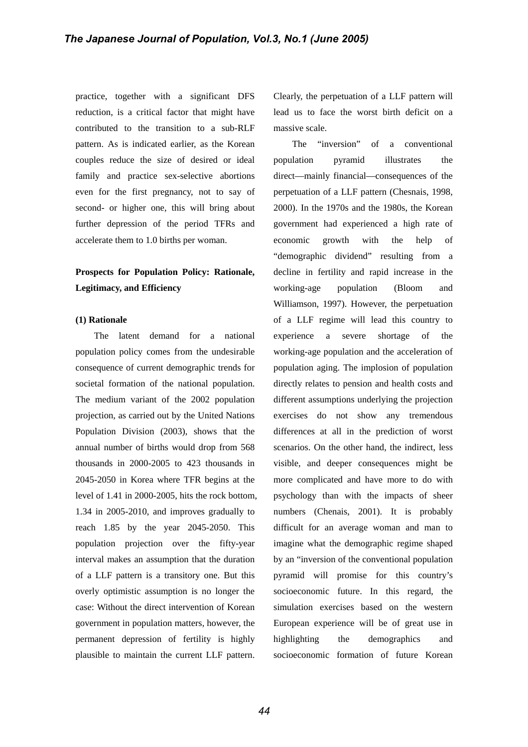practice, together with a significant DFS reduction, is a critical factor that might have contributed to the transition to a sub-RLF pattern. As is indicated earlier, as the Korean couples reduce the size of desired or ideal family and practice sex-selective abortions even for the first pregnancy, not to say of second- or higher one, this will bring about further depression of the period TFRs and accelerate them to 1.0 births per woman.

## Prospects for Population Policy: Rationale, Legitimacy, and Efficiency

### (1) Rationale

The latent demand for a national population policy comes from the undesirable consequence of current demographic trends for societal formation of the national population. The medium variant of the 2002 population projection, as carried out by the United Nations Population Division (2003), shows that the annual number of births would drop from 568 thousands in 2000-2005 to 423 thousands in 2045-2050 in Korea where TFR begins at the level of 1.41 in 2000-2005, hits the rock bottom, 1.34 in 2005-2010, and improves gradually to reach 1.85 by the year 2045-2050. This population projection over the fifty-year interval makes an assumption that the duration of a LLF pattern is a transitory one. But this overly optimistic assumption is no longer the case: Without the direct intervention of Korean government in population matters, however, the permanent depression of fertility is highly plausible to maintain the current LLF pattern. Clearly, the perpetuation of a LLF pattern will lead us to face the worst birth deficit on a massive scale.

The "inversion" of a conventional population pyramid illustrates the direct—mainly financial—consequences of the perpetuation of a LLF pattern (Chesnais, 1998, 2000). In the 1970s and the 1980s, the Korean government had experienced a high rate of economic growth with the help of "demographic dividend" resulting from a decline in fertility and rapid increase in the working-age population (Bloom and Williamson, 1997). However, the perpetuation of a LLF regime will lead this country to experience a severe shortage of the working-age population and the acceleration of population aging. The implosion of population directly relates to pension and health costs and different assumptions underlying the projection exercises do not show any tremendous differences at all in the prediction of worst scenarios. On the other hand, the indirect, less visible, and deeper consequences might be more complicated and have more to do with psychology than with the impacts of sheer numbers (Chenais, 2001). It is probably difficult for an average woman and man to imagine what the demographic regime shaped by an "inversion of the conventional population pyramid will promise for this country's socioeconomic future. In this regard, the simulation exercises based on the western European experience will be of great use in highlighting the demographics and socioeconomic formation of future Korean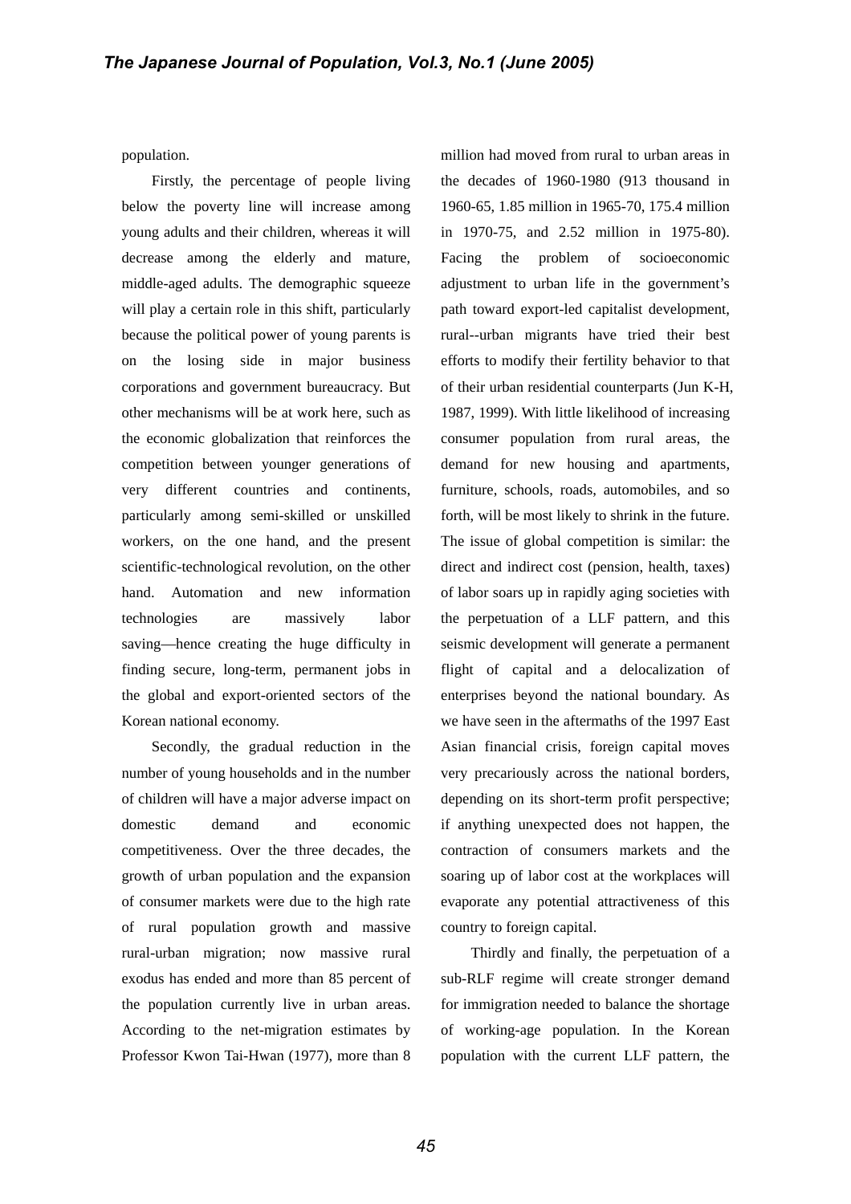population.

Firstly, the percentage of people living below the poverty line will increase among young adults and their children, whereas it will decrease among the elderly and mature, middle-aged adults. The demographic squeeze will play a certain role in this shift, particularly because the political power of young parents is on the losing side in major business corporations and government bureaucracy. But other mechanisms will be at work here, such as the economic globalization that reinforces the competition between younger generations of very different countries and continents, particularly among semi-skilled or unskilled workers, on the one hand, and the present scientific-technological revolution, on the other hand. Automation and new information technologies are massively labor saving—hence creating the huge difficulty in finding secure, long-term, permanent jobs in the global and export-oriented sectors of the Korean national economy.

Secondly, the gradual reduction in the number of young households and in the number of children will have a major adverse impact on domestic demand and economic competitiveness. Over the three decades, the growth of urban population and the expansion of consumer markets were due to the high rate of rural population growth and massive rural-urban migration; now massive rural exodus has ended and more than 85 percent of the population currently live in urban areas. According to the net-migration estimates by Professor Kwon Tai-Hwan (1977), more than 8 million had moved from rural to urban areas in the decades of 1960-1980 (913 thousand in 1960-65, 1.85 million in 1965-70, 175.4 million in 1970-75, and 2.52 million in 1975-80). Facing the problem of socioeconomic adjustment to urban life in the government's path toward export-led capitalist development, rural--urban migrants have tried their best efforts to modify their fertility behavior to that of their urban residential counterparts (Jun K-H, 1987, 1999). With little likelihood of increasing consumer population from rural areas, the demand for new housing and apartments, furniture, schools, roads, automobiles, and so forth, will be most likely to shrink in the future. The issue of global competition is similar: the direct and indirect cost (pension, health, taxes) of labor soars up in rapidly aging societies with the perpetuation of a LLF pattern, and this seismic development will generate a permanent flight of capital and a delocalization of enterprises beyond the national boundary. As we have seen in the aftermaths of the 1997 East Asian financial crisis, foreign capital moves very precariously across the national borders, depending on its short-term profit perspective; if anything unexpected does not happen, the contraction of consumers markets and the soaring up of labor cost at the workplaces will evaporate any potential attractiveness of this country to foreign capital.

Thirdly and finally, the perpetuation of a sub-RLF regime will create stronger demand for immigration needed to balance the shortage of working-age population. In the Korean population with the current LLF pattern, the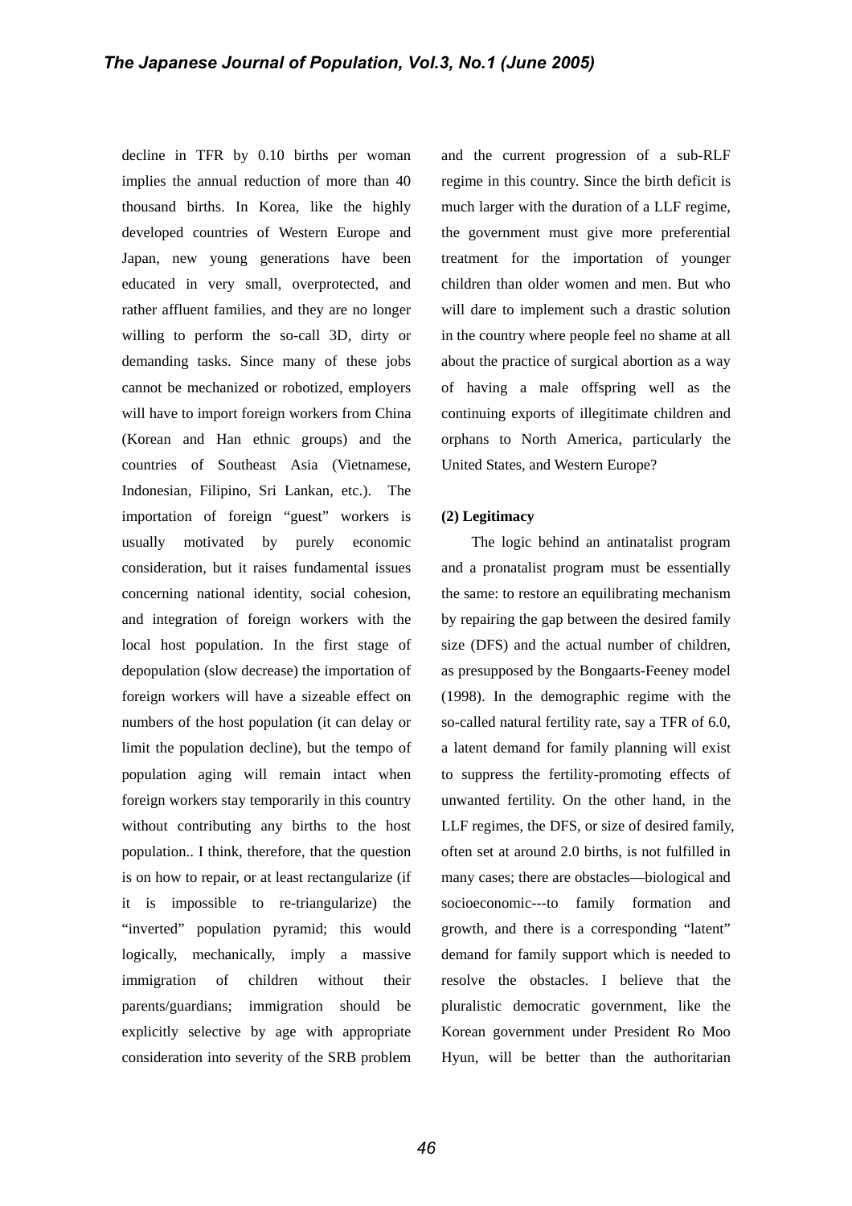decline in TFR by 0.10 births per woman implies the annual reduction of more than 40 thousand births. In Korea, like the highly developed countries of Western Europe and Japan, new young generations have been educated in very small, overprotected, and rather affluent families, and they are no longer willing to perform the so-call 3D, dirty or demanding tasks. Since many of these jobs cannot be mechanized or robotized, employers will have to import foreign workers from China (Korean and Han ethnic groups) and the countries of Southeast Asia (Vietnamese, Indonesian, Filipino, Sri Lankan, etc.). The importation of foreign "guest" workers is usually motivated by purely economic consideration, but it raises fundamental issues concerning national identity, social cohesion, and integration of foreign workers with the local host population. In the first stage of depopulation (slow decrease) the importation of foreign workers will have a sizeable effect on numbers of the host population (it can delay or limit the population decline), but the tempo of population aging will remain intact when foreign workers stay temporarily in this country without contributing any births to the host population.. I think, therefore, that the question is on how to repair, or at least rectangularize (if it is impossible to re-triangularize) the "inverted" population pyramid; this would logically, mechanically, imply a massive immigration of children without their parents/guardians; immigration should be explicitly selective by age with appropriate consideration into severity of the SRB problem and the current progression of a sub-RLF regime in this country. Since the birth deficit is much larger with the duration of a LLF regime, the government must give more preferential treatment for the importation of younger children than older women and men. But who will dare to implement such a drastic solution in the country where people feel no shame at all about the practice of surgical abortion as a way of having a male offspring well as the continuing exports of illegitimate children and orphans to North America, particularly the United States, and Western Europe?

**(2) Legitimacy**

The logic behind an antinatalist program and a pronatalist program must be essentially the same: to restore an equilibrating mechanism by repairing the gap between the desired family size (DFS) and the actual number of children, as presupposed by the Bongaarts-Feeney model (1998). In the demographic regime with the so-called natural fertility rate, say a TFR of 6.0, a latent demand for family planning will exist to suppress the fertility-promoting effects of unwanted fertility. On the other hand, in the LLF regimes, the DFS, or size of desired family, often set at around 2.0 births, is not fulfilled in many cases; there are obstacles—biological and socioeconomic---to family formation and growth, and there is a corresponding "latent" demand for family support which is needed to resolve the obstacles. I believe that the pluralistic democratic government, like the Korean government under President Ro Moo Hyun, will be better than the authoritarian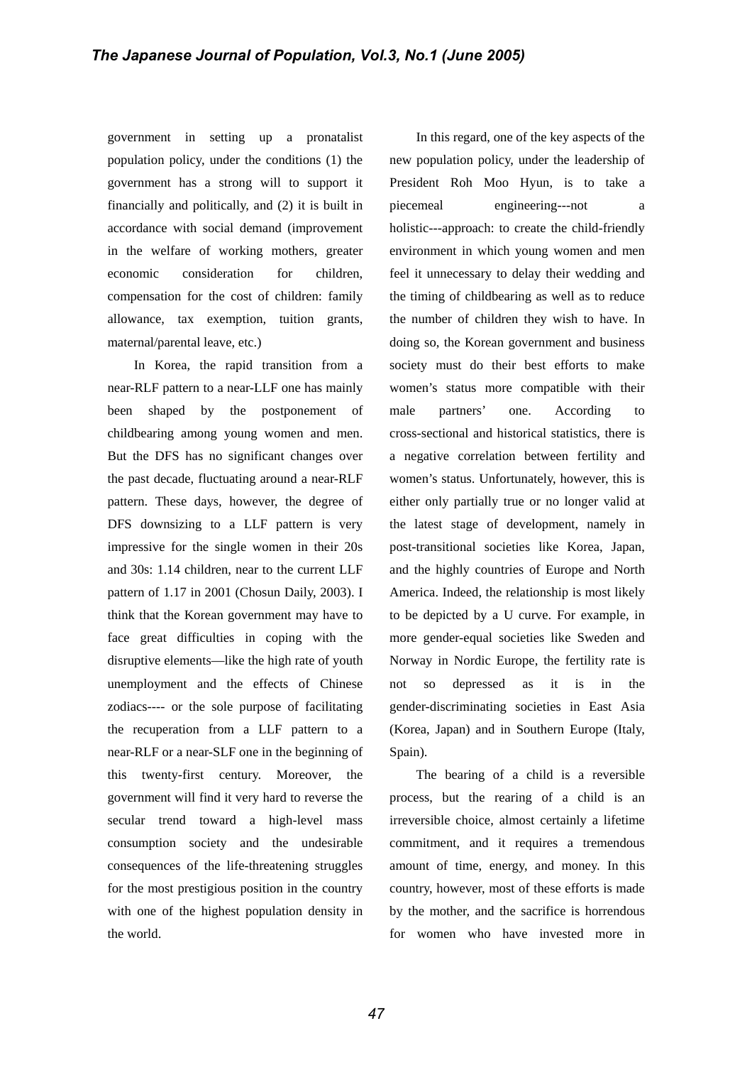government in setting up a pronatalist population policy, under the conditions (1) the government has a strong will to support it financially and politically, and (2) it is built in accordance with social demand (improvement in the welfare of working mothers, greater economic consideration for children, compensation for the cost of children: family allowance, tax exemption, tuition grants, maternal/parental leave, etc.)

In Korea, the rapid transition from a near-RLF pattern to a near-LLF one has mainly been shaped by the postponement of childbearing among young women and men. But the DFS has no significant changes over the past decade, fluctuating around a near-RLF pattern. These days, however, the degree of DFS downsizing to a LLF pattern is very impressive for the single women in their 20s and 30s: 1.14 children, near to the current LLF pattern of 1.17 in 2001 (Chosun Daily, 2003). I think that the Korean government may have to face great difficulties in coping with the disruptive elements—like the high rate of youth unemployment and the effects of Chinese zodiacs---- or the sole purpose of facilitating the recuperation from a LLF pattern to a near-RLF or a near-SLF one in the beginning of this twenty-first century. Moreover, the government will find it very hard to reverse the secular trend toward a high-level mass consumption society and the undesirable consequences of the life-threatening struggles for the most prestigious position in the country with one of the highest population density in the world.

In this regard, one of the key aspects of the new population policy, under the leadership of President Roh Moo Hyun, is to take a piecemeal engineering---not a holistic---approach: to create the child-friendly environment in which young women and men feel it unnecessary to delay their wedding and the timing of childbearing as well as to reduce the number of children they wish to have. In doing so, the Korean government and business society must do their best efforts to make women's status more compatible with their male partners' one. According to cross-sectional and historical statistics, there is a negative correlation between fertility and women's status. Unfortunately, however, this is either only partially true or no longer valid at the latest stage of development, namely in post-transitional societies like Korea, Japan, and the highly countries of Europe and North America. Indeed, the relationship is most likely to be depicted by a U curve. For example, in more gender-equal societies like Sweden and Norway in Nordic Europe, the fertility rate is not so depressed as it is in the gender-discriminating societies in East Asia (Korea, Japan) and in Southern Europe (Italy, Spain).

The bearing of a child is a reversible process, but the rearing of a child is an irreversible choice, almost certainly a lifetime commitment, and it requires a tremendous amount of time, energy, and money. In this country, however, most of these efforts is made by the mother, and the sacrifice is horrendous for women who have invested more in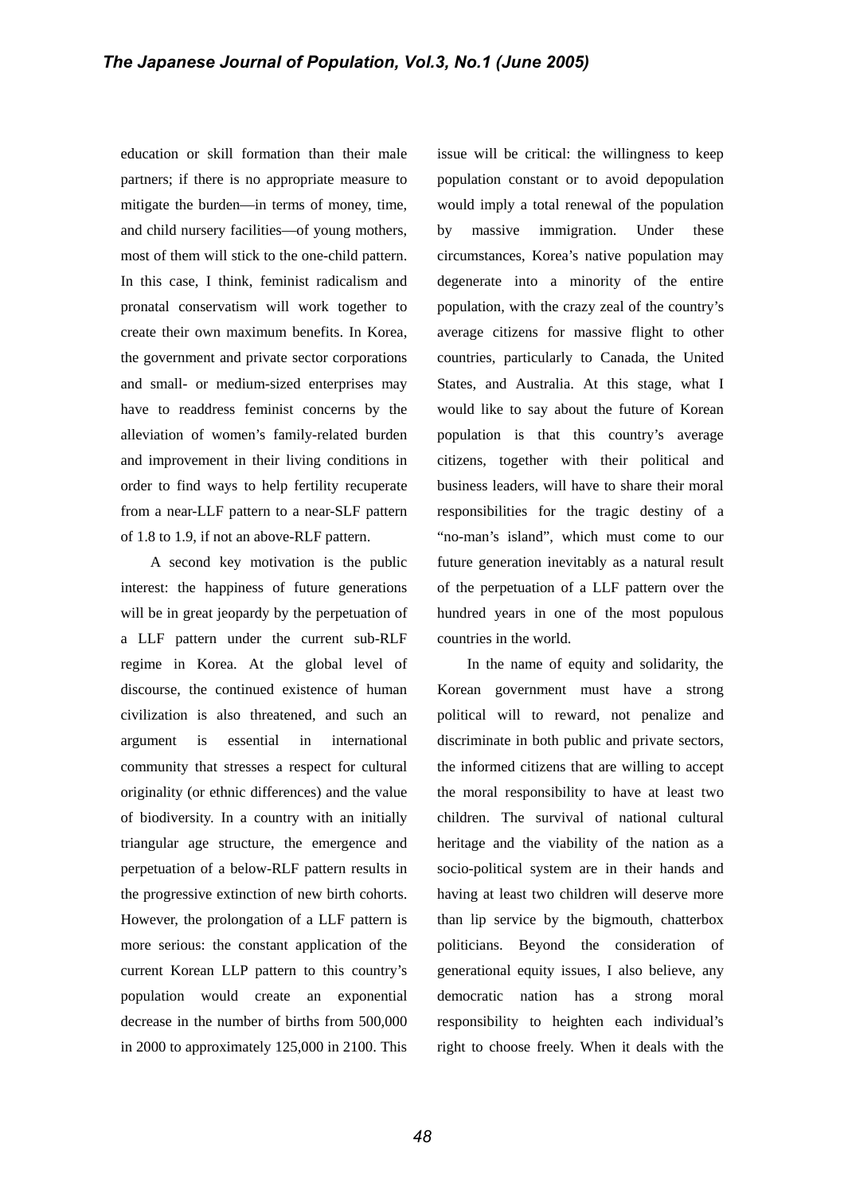education or skill formation than their male partners; if there is no appropriate measure to mitigate the burden—in terms of money, time, and child nursery facilities—of young mothers, most of them will stick to the one-child pattern. In this case, I think, feminist radicalism and pronatal conservatism will work together to create their own maximum benefits. In Korea, the government and private sector corporations and small- or medium-sized enterprises may have to readdress feminist concerns by the alleviation of women's family-related burden and improvement in their living conditions in order to find ways to help fertility recuperate from a near-LLF pattern to a near-SLF pattern of 1.8 to 1.9, if not an above-RLF pattern.

A second key motivation is the public interest: the happiness of future generations will be in great jeopardy by the perpetuation of a LLF pattern under the current sub-RLF regime in Korea. At the global level of discourse, the continued existence of human civilization is also threatened, and such an argument is essential in international community that stresses a respect for cultural originality (or ethnic differences) and the value of biodiversity. In a country with an initially triangular age structure, the emergence and perpetuation of a below-RLF pattern results in the progressive extinction of new birth cohorts. However, the prolongation of a LLF pattern is more serious: the constant application of the current Korean LLP pattern to this country's population would create an exponential decrease in the number of births from 500,000 in 2000 to approximately 125,000 in 2100. This issue will be critical: the willingness to keep population constant or to avoid depopulation would imply a total renewal of the population by massive immigration. Under these circumstances, Korea's native population may degenerate into a minority of the entire population, with the crazy zeal of the country's average citizens for massive flight to other countries, particularly to Canada, the United States, and Australia. At this stage, what I would like to say about the future of Korean population is that this country's average citizens, together with their political and business leaders, will have to share their moral responsibilities for the tragic destiny of a "no-man's island", which must come to our future generation inevitably as a natural result of the perpetuation of a LLF pattern over the hundred years in one of the most populous countries in the world.

In the name of equity and solidarity, the Korean government must have a strong political will to reward, not penalize and discriminate in both public and private sectors, the informed citizens that are willing to accept the moral responsibility to have at least two children. The survival of national cultural heritage and the viability of the nation as a socio-political system are in their hands and having at least two children will deserve more than lip service by the bigmouth, chatterbox politicians. Beyond the consideration of generational equity issues, I also believe, any democratic nation has a strong moral responsibility to heighten each individual's right to choose freely. When it deals with the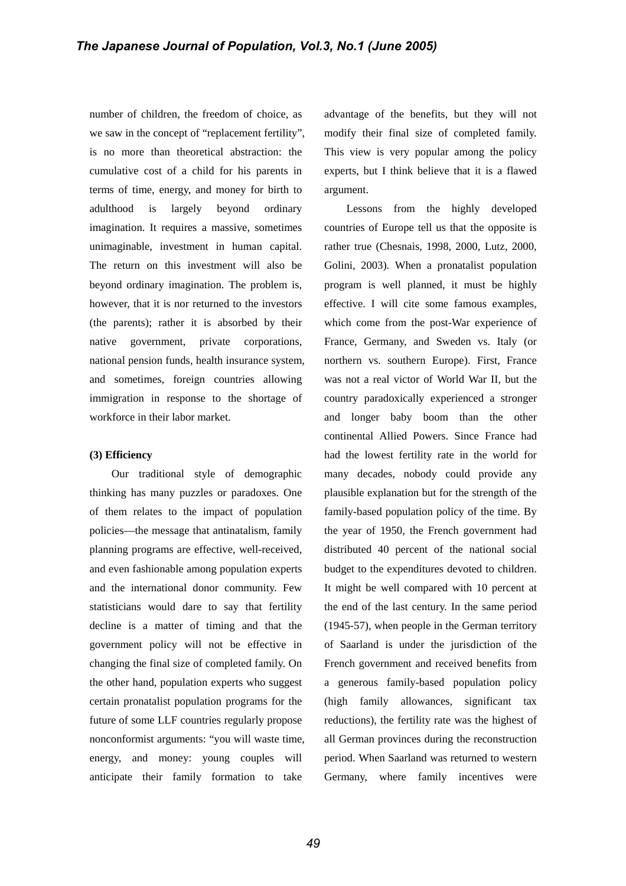number of children, the freedom of choice, as we saw in the concept of "replacement fertility", is no more than theoretical abstraction: the cumulative cost of a child for his parents in terms of time, energy, and money for birth to adulthood is largely beyond ordinary imagination. It requires a massive, sometimes unimaginable, investment in human capital. The return on this investment will also be beyond ordinary imagination. The problem is, however, that it is nor returned to the investors (the parents); rather it is absorbed by their native government, private corporations, national pension funds, health insurance system, and sometimes, foreign countries allowing immigration in response to the shortage of workforce in their labor market.

**(3) Efficiency**

Our traditional style of demographic thinking has many puzzles or paradoxes. One of them relates to the impact of population policies—the message that antinatalism, family planning programs are effective, well-received, and even fashionable among population experts and the international donor community. Few statisticians would dare to say that fertility decline is a matter of timing and that the government policy will not be effective in changing the final size of completed family. On the other hand, population experts who suggest certain pronatalist population programs for the future of some LLF countries regularly propose nonconformist arguments: "you will waste time, energy, and money: young couples will anticipate their family formation to take advantage of the benefits, but they will not modify their final size of completed family. This view is very popular among the policy experts, but I think believe that it is a flawed argument.

Lessons from the highly developed countries of Europe tell us that the opposite is rather true (Chesnais, 1998, 2000, Lutz, 2000, Golini, 2003). When a pronatalist population program is well planned, it must be highly effective. I will cite some famous examples, which come from the post-War experience of France, Germany, and Sweden vs. Italy (or northern vs. southern Europe). First, France was not a real victor of World War II, but the country paradoxically experienced a stronger and longer baby boom than the other continental Allied Powers. Since France had had the lowest fertility rate in the world for many decades, nobody could provide any plausible explanation but for the strength of the family-based population policy of the time. By the year of 1950, the French government had distributed 40 percent of the national social budget to the expenditures devoted to children. It might be well compared with 10 percent at the end of the last century. In the same period (1945-57), when people in the German territory of Saarland is under the jurisdiction of the French government and received benefits from a generous family-based population policy (high family allowances, significant tax reductions), the fertility rate was the highest of all German provinces during the reconstruction period. When Saarland was returned to western Germany, where family incentives were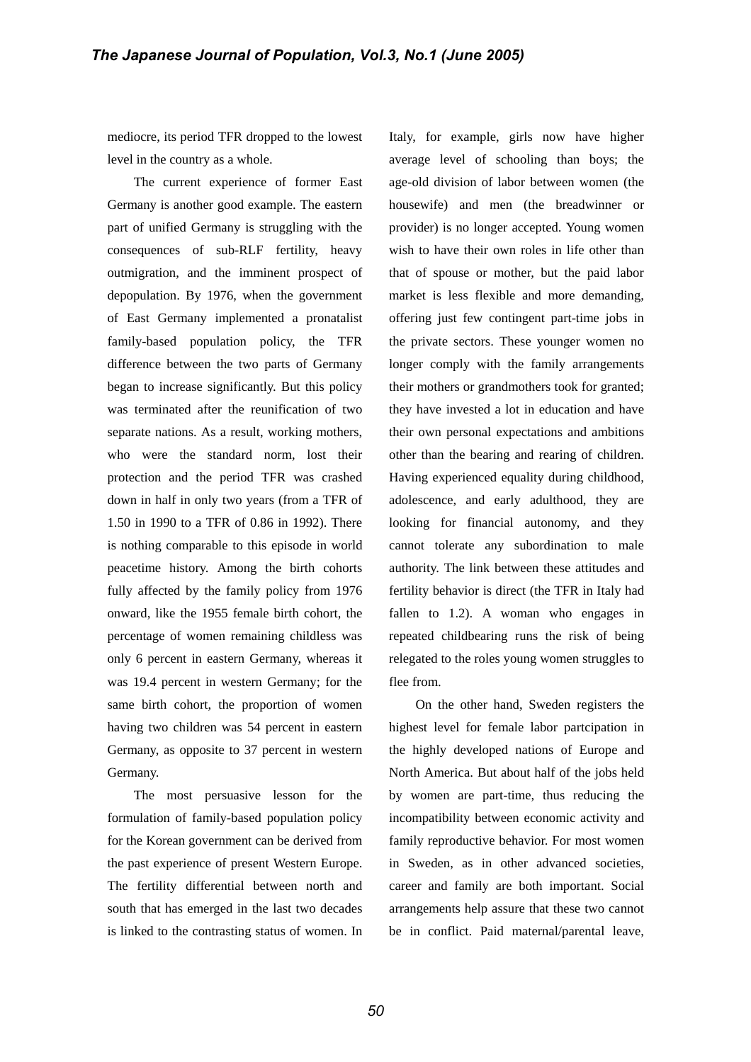mediocre, its period TFR dropped to the lowest level in the country as a whole.

The current experience of former East Germany is another good example. The eastern part of unified Germany is struggling with the consequences of sub-RLF fertility, heavy outmigration, and the imminent prospect of depopulation. By 1976, when the government of East Germany implemented a pronatalist family-based population policy, the TFR difference between the two parts of Germany began to increase significantly. But this policy was terminated after the reunification of two separate nations. As a result, working mothers, who were the standard norm, lost their protection and the period TFR was crashed down in half in only two years (from a TFR of 1.50 in 1990 to a TFR of 0.86 in 1992). There is nothing comparable to this episode in world peacetime history. Among the birth cohorts fully affected by the family policy from 1976 onward, like the 1955 female birth cohort, the percentage of women remaining childless was only 6 percent in eastern Germany, whereas it was 19.4 percent in western Germany; for the same birth cohort, the proportion of women having two children was 54 percent in eastern Germany, as opposite to 37 percent in western Germany.

The most persuasive lesson for the formulation of family-based population policy for the Korean government can be derived from the past experience of present Western Europe. The fertility differential between north and south that has emerged in the last two decades is linked to the contrasting status of women. In Italy, for example, girls now have higher average level of schooling than boys; the age-old division of labor between women (the housewife) and men (the breadwinner or provider) is no longer accepted. Young women wish to have their own roles in life other than that of spouse or mother, but the paid labor market is less flexible and more demanding, offering just few contingent part-time jobs in the private sectors. These younger women no longer comply with the family arrangements their mothers or grandmothers took for granted; they have invested a lot in education and have their own personal expectations and ambitions other than the bearing and rearing of children. Having experienced equality during childhood, adolescence, and early adulthood, they are looking for financial autonomy, and they cannot tolerate any subordination to male authority. The link between these attitudes and fertility behavior is direct (the TFR in Italy had fallen to 1.2). A woman who engages in repeated childbearing runs the risk of being relegated to the roles young women struggles to flee from.

On the other hand, Sweden registers the highest level for female labor partcipation in the highly developed nations of Europe and North America. But about half of the jobs held by women are part-time, thus reducing the incompatibility between economic activity and family reproductive behavior. For most women in Sweden, as in other advanced societies, career and family are both important. Social arrangements help assure that these two cannot be in conflict. Paid maternal/parental leave,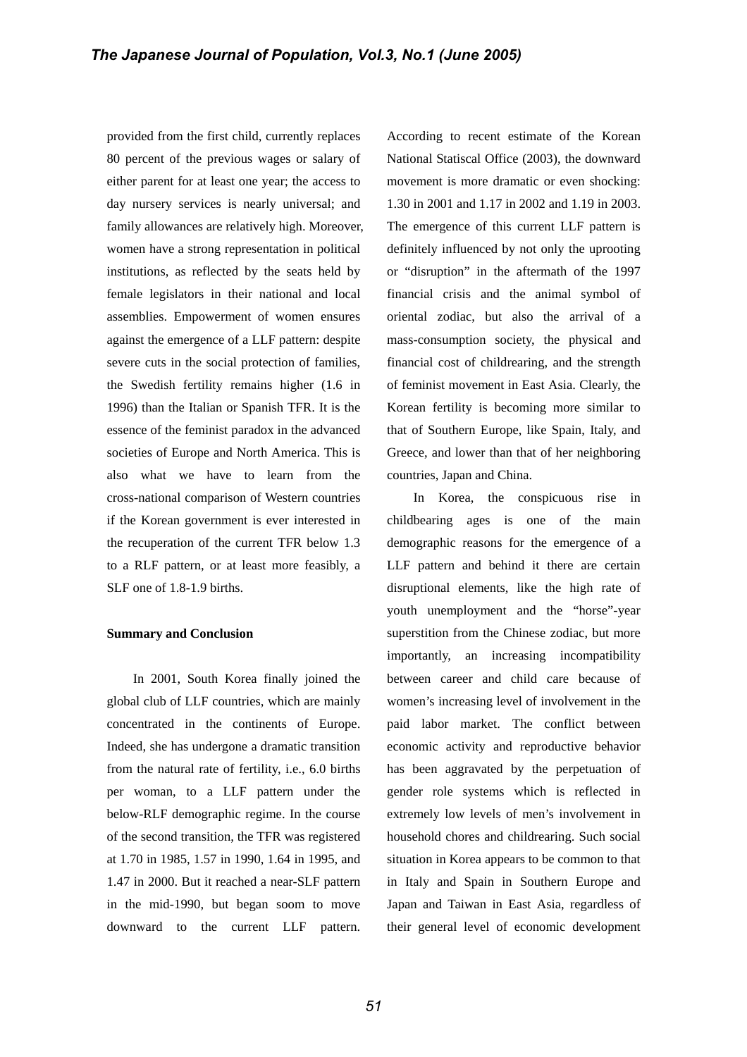provided from the first child, currently replaces 80 percent of the previous wages or salary of either parent for at least one year; the access to day nursery services is nearly universal; and family allowances are relatively high. Moreover, women have a strong representation in political institutions, as reflected by the seats held by female legislators in their national and local assemblies. Empowerment of women ensures against the emergence of a LLF pattern: despite severe cuts in the social protection of families, the Swedish fertility remains higher (1.6 in 1996) than the Italian or Spanish TFR. It is the essence of the feminist paradox in the advanced societies of Europe and North America. This is also what we have to learn from the cross-national comparison of Western countries if the Korean government is ever interested in the recuperation of the current TFR below 1.3 to a RLF pattern, or at least more feasibly, a SLF one of 1.8-1.9 births.

**Summary and Conclusion**

In 2001, South Korea finally joined the global club of LLF countries, which are mainly concentrated in the continents of Europe. Indeed, she has undergone a dramatic transition from the natural rate of fertility, i.e., 6.0 births per woman, to a LLF pattern under the below-RLF demographic regime. In the course of the second transition, the TFR was registered at 1.70 in 1985, 1.57 in 1990, 1.64 in 1995, and 1.47 in 2000. But it reached a near-SLF pattern in the mid-1990, but began soom to move downward to the current LLF pattern. According to recent estimate of the Korean National Statiscal Office (2003), the downward movement is more dramatic or even shocking: 1.30 in 2001 and 1.17 in 2002 and 1.19 in 2003. The emergence of this current LLF pattern is definitely influenced by not only the uprooting or "disruption" in the aftermath of the 1997 financial crisis and the animal symbol of oriental zodiac, but also the arrival of a mass-consumption society, the physical and financial cost of childrearing, and the strength of feminist movement in East Asia. Clearly, the Korean fertility is becoming more similar to that of Southern Europe, like Spain, Italy, and Greece, and lower than that of her neighboring countries, Japan and China.

In Korea, the conspicuous rise in childbearing ages is one of the main demographic reasons for the emergence of a LLF pattern and behind it there are certain disruptional elements, like the high rate of youth unemployment and the "horse"-year superstition from the Chinese zodiac, but more importantly, an increasing incompatibility between career and child care because of women's increasing level of involvement in the paid labor market. The conflict between economic activity and reproductive behavior has been aggravated by the perpetuation of gender role systems which is reflected in extremely low levels of men's involvement in household chores and childrearing. Such social situation in Korea appears to be common to that in Italy and Spain in Southern Europe and Japan and Taiwan in East Asia, regardless of their general level of economic development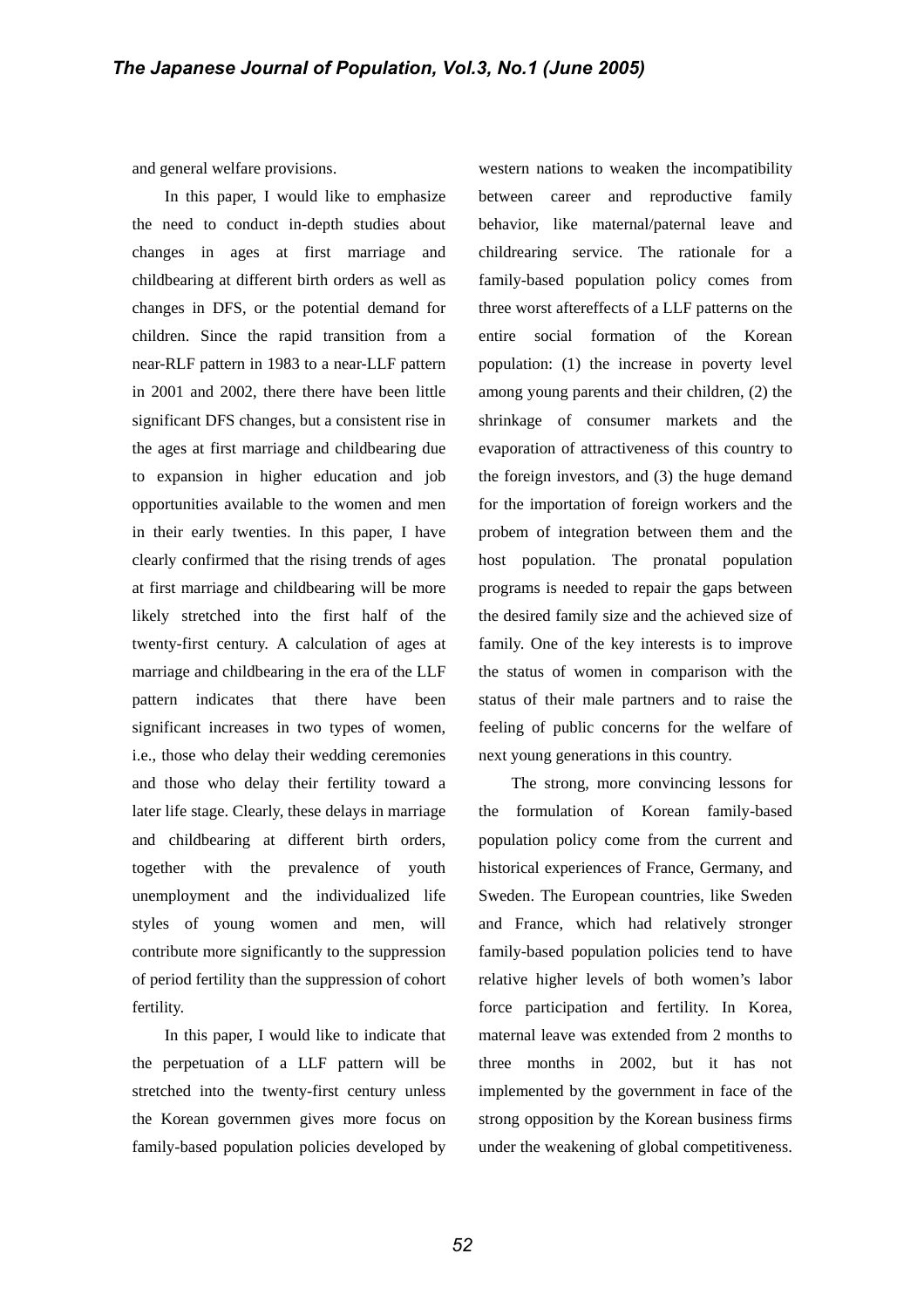and general welfare provisions.

In this paper, I would like to emphasize the need to conduct in-depth studies about changes in ages at first marriage and childbearing at different birth orders as well as changes in DFS, or the potential demand for children. Since the rapid transition from a near-RLF pattern in 1983 to a near-LLF pattern in 2001 and 2002, there there have been little significant DFS changes, but a consistent rise in the ages at first marriage and childbearing due to expansion in higher education and job opportunities available to the women and men in their early twenties. In this paper, I have clearly confirmed that the rising trends of ages at first marriage and childbearing will be more likely stretched into the first half of the twenty-first century. A calculation of ages at marriage and childbearing in the era of the LLF pattern indicates that there have been significant increases in two types of women, i.e., those who delay their wedding ceremonies and those who delay their fertility toward a later life stage. Clearly, these delays in marriage and childbearing at different birth orders, together with the prevalence of youth unemployment and the individualized life styles of young women and men, will contribute more significantly to the suppression of period fertility than the suppression of cohort fertility.

In this paper, I would like to indicate that the perpetuation of a LLF pattern will be stretched into the twenty-first century unless the Korean governmen gives more focus on family-based population policies developed by western nations to weaken the incompatibility between career and reproductive family behavior, like maternal/paternal leave and childrearing service. The rationale for a family-based population policy comes from three worst aftereffects of a LLF patterns on the entire social formation of the Korean population: (1) the increase in poverty level among young parents and their children, (2) the shrinkage of consumer markets and the evaporation of attractiveness of this country to the foreign investors, and (3) the huge demand for the importation of foreign workers and the probem of integration between them and the host population. The pronatal population programs is needed to repair the gaps between the desired family size and the achieved size of family. One of the key interests is to improve the status of women in comparison with the status of their male partners and to raise the feeling of public concerns for the welfare of next young generations in this country.

The strong, more convincing lessons for the formulation of Korean family-based population policy come from the current and historical experiences of France, Germany, and Sweden. The European countries, like Sweden and France, which had relatively stronger family-based population policies tend to have relative higher levels of both women's labor force participation and fertility. In Korea, maternal leave was extended from 2 months to three months in 2002, but it has not implemented by the government in face of the strong opposition by the Korean business firms under the weakening of global competitiveness.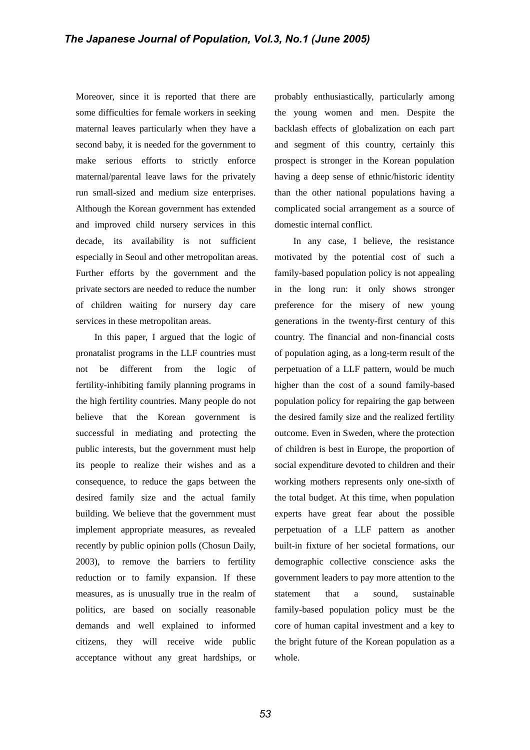Moreover, since it is reported that there are some difficulties for female workers in seeking maternal leaves particularly when they have a second baby, it is needed for the government to make serious efforts to strictly enforce maternal/parental leave laws for the privately run small-sized and medium size enterprises. Although the Korean government has extended and improved child nursery services in this decade, its availability is not sufficient especially in Seoul and other metropolitan areas. Further efforts by the government and the private sectors are needed to reduce the number of children waiting for nursery day care services in these metropolitan areas.

In this paper, I argued that the logic of pronatalist programs in the LLF countries must not be different from the logic of fertility-inhibiting family planning programs in the high fertility countries. Many people do not believe that the Korean government is successful in mediating and protecting the public interests, but the government must help its people to realize their wishes and as a consequence, to reduce the gaps between the desired family size and the actual family building. We believe that the government must implement appropriate measures, as revealed recently by public opinion polls (Chosun Daily, 2003), to remove the barriers to fertility reduction or to family expansion. If these measures, as is unusually true in the realm of politics, are based on socially reasonable demands and well explained to informed citizens, they will receive wide public acceptance without any great hardships, or probably enthusiastically, particularly among the young women and men. Despite the backlash effects of globalization on each part and segment of this country, certainly this prospect is stronger in the Korean population having a deep sense of ethnic/historic identity than the other national populations having a complicated social arrangement as a source of domestic internal conflict.

In any case, I believe, the resistance motivated by the potential cost of such a family-based population policy is not appealing in the long run: it only shows stronger preference for the misery of new young generations in the twenty-first century of this country. The financial and non-financial costs of population aging, as a long-term result of the perpetuation of a LLF pattern, would be much higher than the cost of a sound family-based population policy for repairing the gap between the desired family size and the realized fertility outcome. Even in Sweden, where the protection of children is best in Europe, the proportion of social expenditure devoted to children and their working mothers represents only one-sixth of the total budget. At this time, when population experts have great fear about the possible perpetuation of a LLF pattern as another built-in fixture of her societal formations, our demographic collective conscience asks the government leaders to pay more attention to the statement that a sound, sustainable family-based population policy must be the core of human capital investment and a key to the bright future of the Korean population as a whole.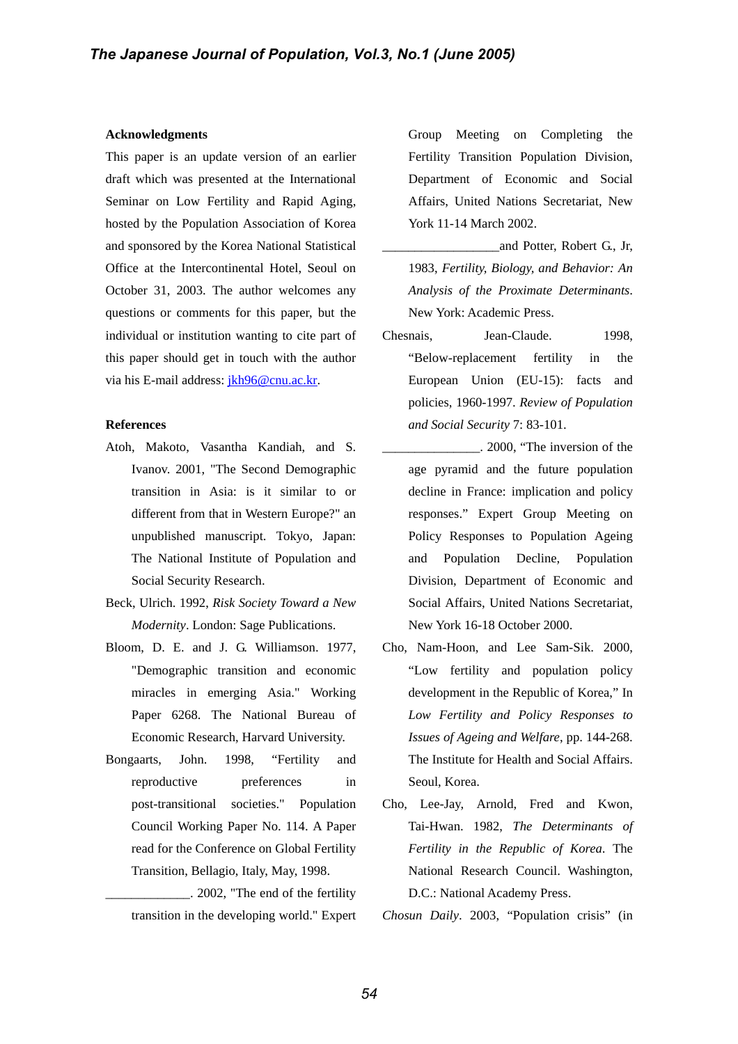**Acknowledgments**

This paper is an update version of an earlier draft which was presented at the International Seminar on Low Fertility and Rapid Aging, hosted by the Population Association of Korea and sponsored by the Korea National Statistical Office at the Intercontinental Hotel, Seoul on October 31, 2003. The author welcomes any questions or comments for this paper, but the individual or institution wanting to cite part of this paper should get in touch with the author via his E-mail address: jkh96@cnu.ac.kr.

**References**

Atoh, Makoto, Vasantha Kandiah, and S. Ivanov. 2001, "The Second Demographic transition in Asia: is it similar to or different from that in Western Europe?" an unpublished manuscript. Tokyo, Japan: The National Institute of Population and Social Security Research.

Beck, Ulrich. 1992, *Risk Society Toward a New Modernity*. London: Sage Publications.

Bloom, D. E. and J. G. Williamson. 1977, "Demographic transition and economic miracles in emerging Asia." Working Paper 6268. The National Bureau of Economic Research, Harvard University.

Bongaarts, John. 1998, "Fertility and reproductive preferences in post-transitional societies." Population Council Working Paper No. 114. A Paper read for the Conference on Global Fertility Transition, Bellagio, Italy, May, 1998.

_____________. 2002, "The end of the fertility transition in the developing world." Expert Group Meeting on Completing the Fertility Transition Population Division, Department of Economic and Social Affairs, United Nations Secretariat, New York 11-14 March 2002.

_________________and Potter, Robert G., Jr, 1983, *Fertility, Biology, and Behavior: An Analysis of the Proximate Determinants*. New York: Academic Press.

Chesnais, Jean-Claude. 1998, "Below-replacement fertility in the European Union (EU-15): facts and policies, 1960-1997. *Review of Population and Social Security* 7: 83-101.

_______________. 2000, "The inversion of the age pyramid and the future population decline in France: implication and policy responses." Expert Group Meeting on Policy Responses to Population Ageing and Population Decline, Population Division, Department of Economic and Social Affairs, United Nations Secretariat, New York 16-18 October 2000.

Cho, Nam-Hoon, and Lee Sam-Sik. 2000, "Low fertility and population policy development in the Republic of Korea," In *Low Fertility and Policy Responses to Issues of Ageing and Welfare*, pp. 144-268. The Institute for Health and Social Affairs. Seoul, Korea.

Cho, Lee-Jay, Arnold, Fred and Kwon, Tai-Hwan. 1982, *The Determinants of Fertility in the Republic of Korea*. The National Research Council. Washington, D.C.: National Academy Press.

*Chosun Daily*. 2003, "Population crisis" (in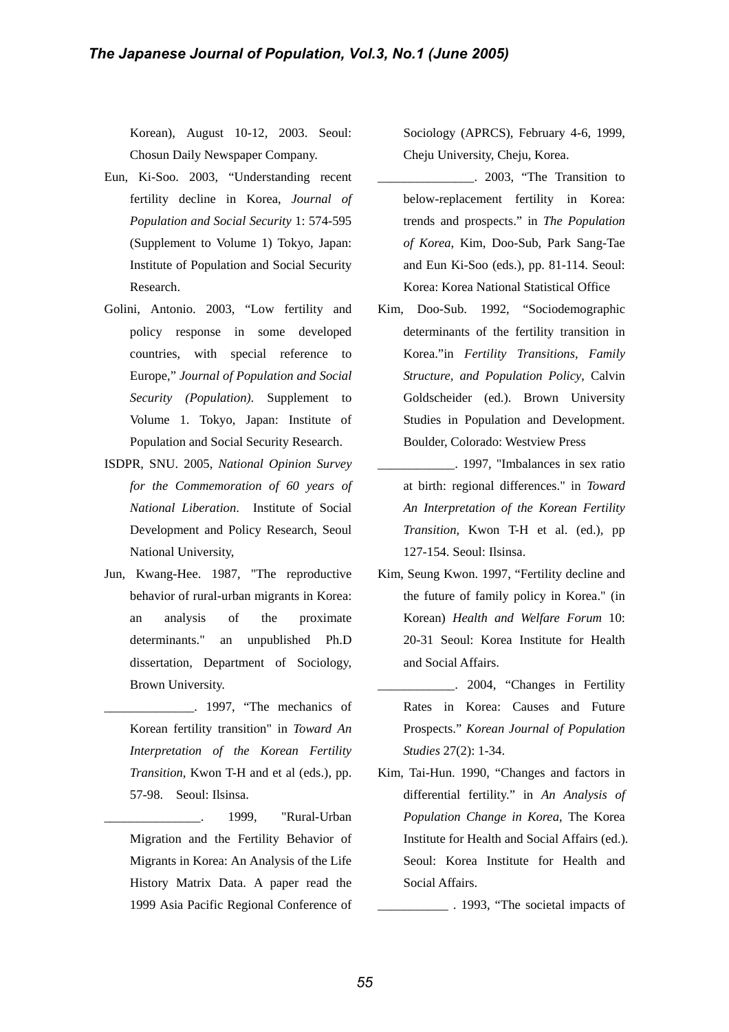Korean), August 10-12, 2003. Seoul: Chosun Daily Newspaper Company.

Eun, Ki-Soo. 2003, "Understanding recent fertility decline in Korea, *Journal of Population and Social Security* 1: 574-595 (Supplement to Volume 1) Tokyo, Japan: Institute of Population and Social Security Research.

Golini, Antonio. 2003, "Low fertility and policy response in some developed countries, with special reference to Europe," *Journal of Population and Social Security (Population)*. Supplement to Volume 1. Tokyo, Japan: Institute of Population and Social Security Research.

ISDPR, SNU. 2005, *National Opinion Survey for the Commemoration of 60 years of National Liberation*. Institute of Social Development and Policy Research, Seoul National University,

Jun, Kwang-Hee. 1987, "The reproductive behavior of rural-urban migrants in Korea: an analysis of the proximate determinants." an unpublished Ph.D dissertation, Department of Sociology, Brown University.

______________. 1997, "The mechanics of Korean fertility transition" in *Toward An Interpretation of the Korean Fertility Transition*, Kwon T-H and et al (eds.), pp. 57-98. Seoul: Ilsinsa.

_______________. 1999, "Rural-Urban Migration and the Fertility Behavior of Migrants in Korea: An Analysis of the Life History Matrix Data. A paper read the 1999 Asia Pacific Regional Conference of Sociology (APRCS), February 4-6, 1999, Cheju University, Cheju, Korea.

_______________. 2003, "The Transition to below-replacement fertility in Korea: trends and prospects." in *The Population of Korea*, Kim, Doo-Sub, Park Sang-Tae and Eun Ki-Soo (eds.), pp. 81-114. Seoul: Korea: Korea National Statistical Office

Kim, Doo-Sub. 1992, "Sociodemographic determinants of the fertility transition in Korea."in *Fertility Transitions, Family Structure, and Population Policy*, Calvin Goldscheider (ed.). Brown University Studies in Population and Development. Boulder, Colorado: Westview Press

____________. 1997, "Imbalances in sex ratio at birth: regional differences." in *Toward An Interpretation of the Korean Fertility Transition*, Kwon T-H et al. (ed.), pp 127-154. Seoul: Ilsinsa.

Kim, Seung Kwon. 1997, "Fertility decline and the future of family policy in Korea." (in Korean) *Health and Welfare Forum* 10: 20-31 Seoul: Korea Institute for Health and Social Affairs.

____________. 2004, "Changes in Fertility Rates in Korea: Causes and Future Prospects." *Korean Journal of Population Studies* 27(2): 1-34.

Kim, Tai-Hun. 1990, "Changes and factors in differential fertility." in *An Analysis of Population Change in Korea*, The Korea Institute for Health and Social Affairs (ed.). Seoul: Korea Institute for Health and Social Affairs.

___________ . 1993, "The societal impacts of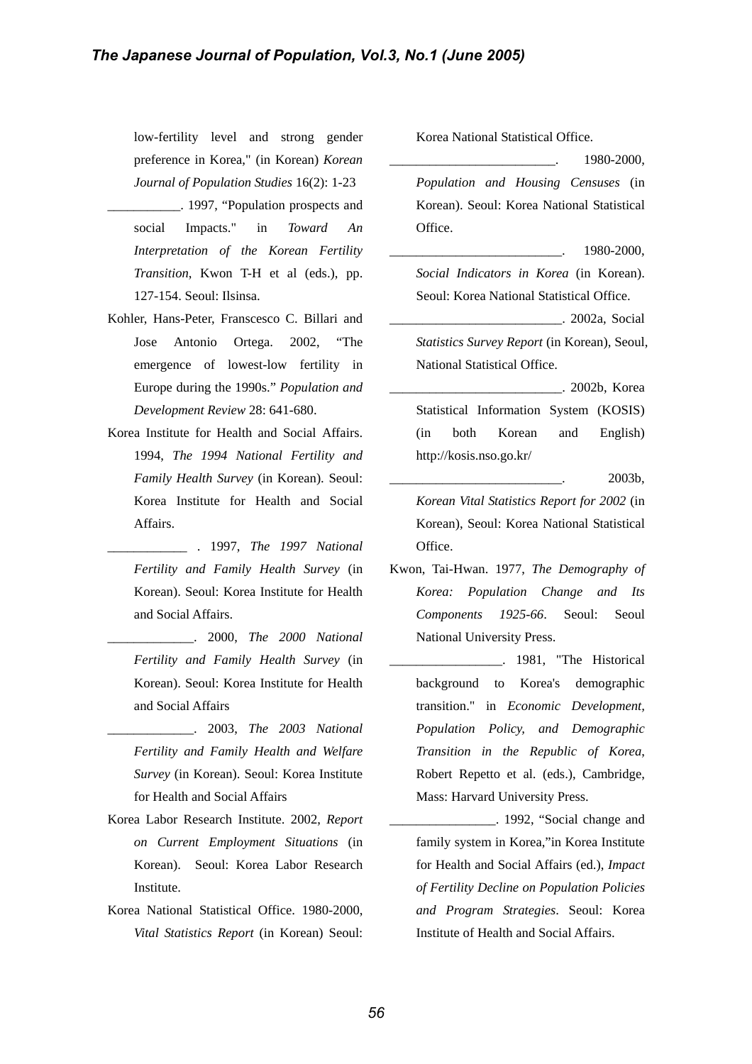low-fertility level and strong gender preference in Korea," (in Korean) *Korean Journal of Population Studies* 16(2): 1-23

___________. 1997, "Population prospects and social Impacts." in *Toward An Interpretation of the Korean Fertility Transition*, Kwon T-H et al (eds.), pp. 127-154. Seoul: Ilsinsa.

Kohler, Hans-Peter, Franscesco C. Billari and Jose Antonio Ortega. 2002, "The emergence of lowest-low fertility in Europe during the 1990s." *Population and Development Review* 28: 641-680.

Korea Institute for Health and Social Affairs. 1994, *The 1994 National Fertility and Family Health Survey* (in Korean). Seoul: Korea Institute for Health and Social Affairs.

____________ . 1997, *The 1997 National Fertility and Family Health Survey* (in Korean). Seoul: Korea Institute for Health and Social Affairs.

_____________. 2000, *The 2000 National Fertility and Family Health Survey* (in Korean). Seoul: Korea Institute for Health and Social Affairs

_____________. 2003, *The 2003 National Fertility and Family Health and Welfare Survey* (in Korean). Seoul: Korea Institute for Health and Social Affairs

Korea Labor Research Institute. 2002, *Report on Current Employment Situations* (in Korean). Seoul: Korea Labor Research Institute.

Korea National Statistical Office. 1980-2000, *Vital Statistics Report* (in Korean) Seoul: Korea National Statistical Office.

_________________________. 1980-2000, *Population and Housing Censuses* (in Korean). Seoul: Korea National Statistical Office.

__________________________. 1980-2000, *Social Indicators in Korea* (in Korean). Seoul: Korea National Statistical Office.

__________________________. 2002a, Social *Statistics Survey Report* (in Korean), Seoul, National Statistical Office.

__________________________. 2002b, Korea Statistical Information System (KOSIS) (in both Korean and English) http://kosis.nso.go.kr/

__________________________. 2003b, *Korean Vital Statistics Report for 2002* (in Korean), Seoul: Korea National Statistical Office.

Kwon, Tai-Hwan. 1977, *The Demography of Korea: Population Change and Its Components 1925-66*. Seoul: Seoul National University Press.

_________________. 1981, "The Historical background to Korea's demographic transition." in *Economic Development, Population Policy, and Demographic Transition in the Republic of Korea*, Robert Repetto et al. (eds.), Cambridge, Mass: Harvard University Press.

________________. 1992, "Social change and family system in Korea,"in Korea Institute for Health and Social Affairs (ed.), *Impact of Fertility Decline on Population Policies and Program Strategies*. Seoul: Korea Institute of Health and Social Affairs.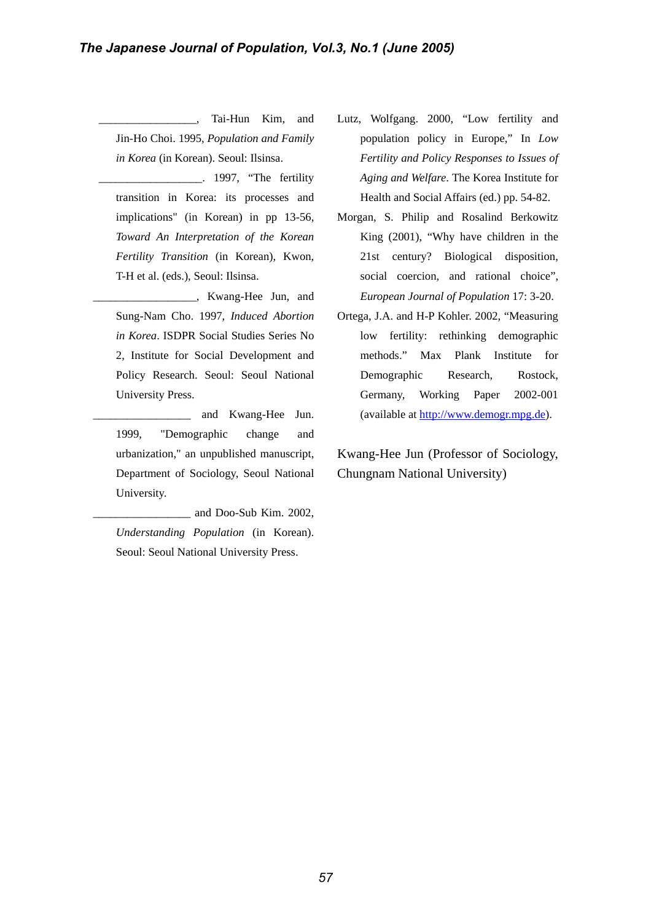\_\_\_\_\_\_\_\_\_\_\_\_\_\_\_\_\_, Tai-Hun Kim, and Jin-Ho Choi. 1995, *Population and Family in Korea* (in Korean). Seoul: Ilsinsa.

\_\_\_\_\_\_\_\_\_\_\_\_\_\_\_\_\_\_. 1997, "The fertility transition in Korea: its processes and implications" (in Korean) in pp 13-56, *Toward An Interpretation of the Korean Fertility Transition* (in Korean), Kwon, T-H et al. (eds.), Seoul: Ilsinsa.

\_\_\_\_\_\_\_\_\_\_\_\_\_\_\_\_\_\_, Kwang-Hee Jun, and Sung-Nam Cho. 1997, *Induced Abortion in Korea*. ISDPR Social Studies Series No 2, Institute for Social Development and Policy Research. Seoul: Seoul National University Press.

\_\_\_\_\_\_\_\_\_\_\_\_\_\_\_\_\_ and Kwang-Hee Jun. 1999, "Demographic change and urbanization," an unpublished manuscript, Department of Sociology, Seoul National University.

\_\_\_\_\_\_\_\_\_\_\_\_\_\_\_\_\_ and Doo-Sub Kim. 2002, *Understanding Population* (in Korean). Seoul: Seoul National University Press.

Lutz, Wolfgang. 2000, "Low fertility and population policy in Europe," In *Low Fertility and Policy Responses to Issues of Aging and Welfare*. The Korea Institute for Health and Social Affairs (ed.) pp. 54-82.

Morgan, S. Philip and Rosalind Berkowitz King (2001), "Why have children in the 21st century? Biological disposition, social coercion, and rational choice", *European Journal of Population* 17: 3-20.

Ortega, J.A. and H-P Kohler. 2002, "Measuring low fertility: rethinking demographic methods." Max Plank Institute for Demographic Research, Rostock, Germany, Working Paper 2002-001 (available at http://www.demogr.mpg.de).

Kwang-Hee Jun (Professor of Sociology, Chungnam National University)